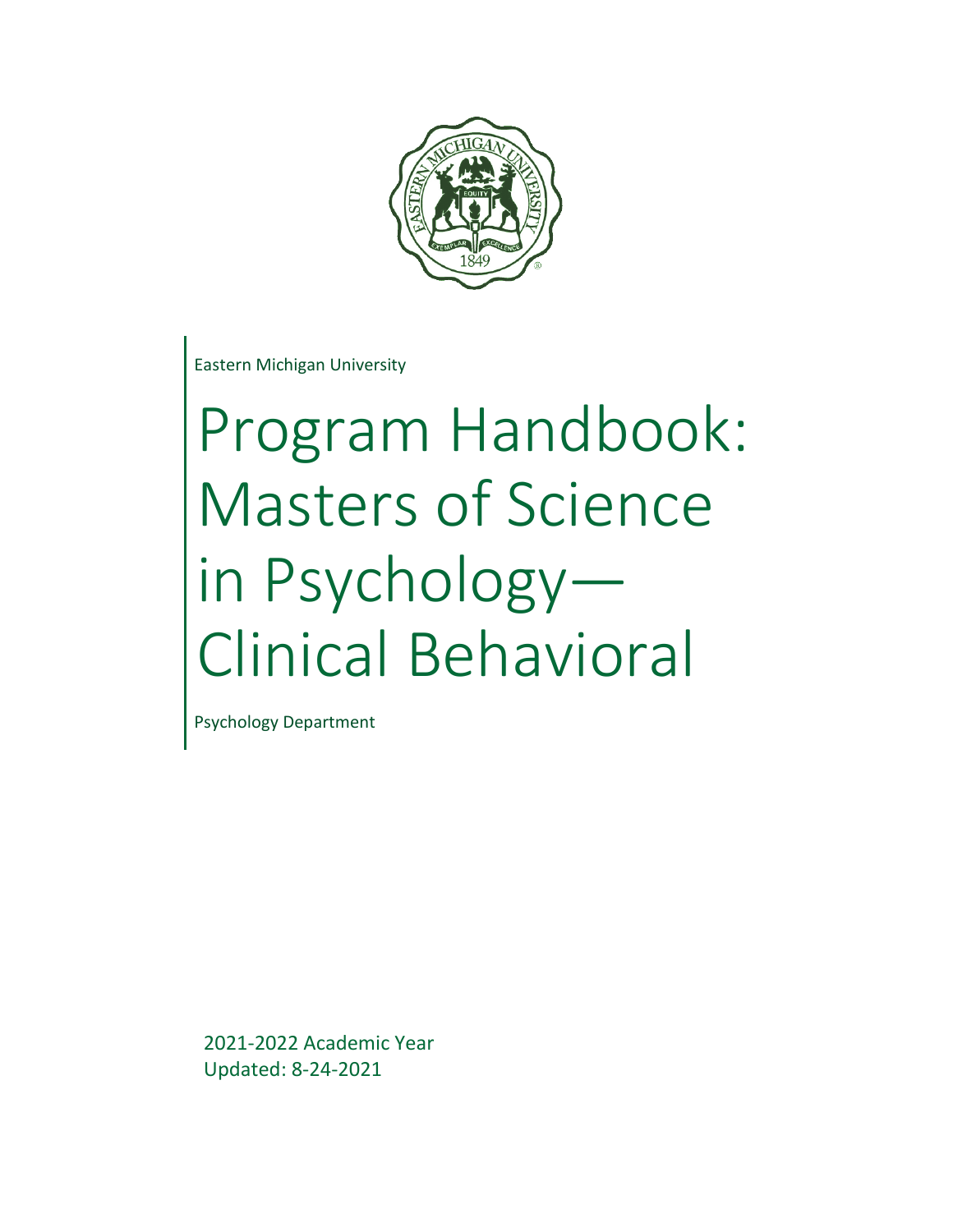Eastern Michigan University

# Program Handbook: Masters of Science in Psychology—Clinical Behavioral

Psychology Department

2021-2022 Academic Year
Updated: 8-24-2021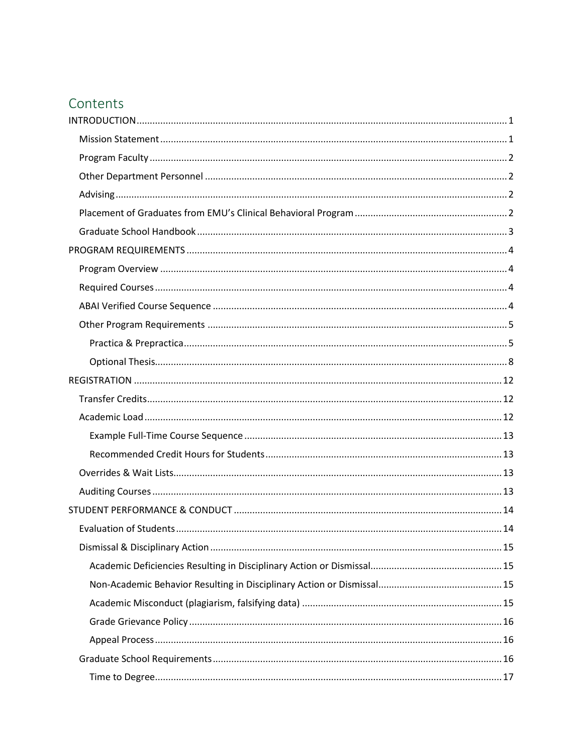# Contents

INTRODUCTION ..... 1

- Mission Statement ..... 1
- Program Faculty ..... 2
- Other Department Personnel ..... 2
- Advising ..... 2
- Placement of Graduates from EMU's Clinical Behavioral Program ..... 2
- Graduate School Handbook ..... 3

PROGRAM REQUIREMENTS ..... 4

- Program Overview ..... 4
- Required Courses ..... 4
- ABAI Verified Course Sequence ..... 4
- Other Program Requirements ..... 5
  - Practica & Prepractica ..... 5
  - Optional Thesis ..... 8

REGISTRATION ..... 12

- Transfer Credits ..... 12
- Academic Load ..... 12
  - Example Full-Time Course Sequence ..... 13
  - Recommended Credit Hours for Students ..... 13
- Overrides & Wait Lists ..... 13
- Auditing Courses ..... 13

STUDENT PERFORMANCE & CONDUCT ..... 14

- Evaluation of Students ..... 14
- Dismissal & Disciplinary Action ..... 15
  - Academic Deficiencies Resulting in Disciplinary Action or Dismissal ..... 15
  - Non-Academic Behavior Resulting in Disciplinary Action or Dismissal ..... 15
  - Academic Misconduct (plagiarism, falsifying data) ..... 15
  - Grade Grievance Policy ..... 16
  - Appeal Process ..... 16
- Graduate School Requirements ..... 16
  - Time to Degree ..... 17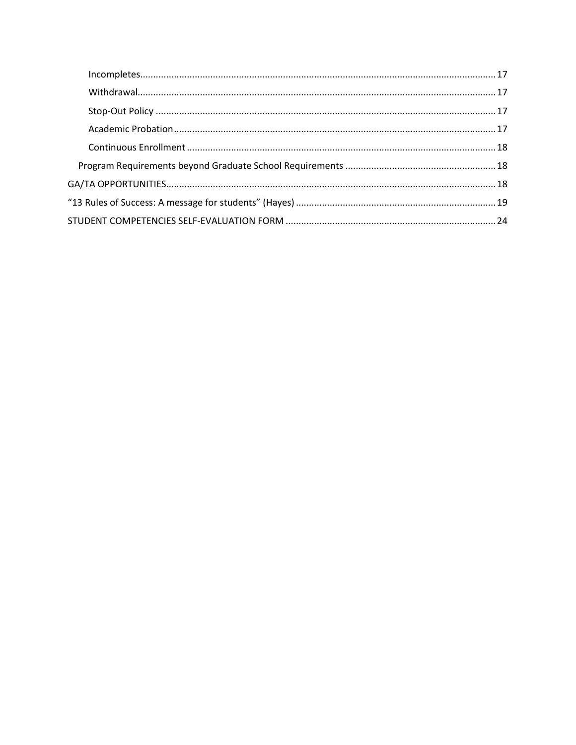Incompletes ........................................................................................................................................ 17

Withdrawal ......................................................................................................................................... 17

Stop-Out Policy .................................................................................................................................. 17

Academic Probation ........................................................................................................................... 17

Continuous Enrollment ...................................................................................................................... 18

Program Requirements beyond Graduate School Requirements .......................................................... 18

GA/TA OPPORTUNITIES .............................................................................................................................. 18

“13 Rules of Success: A message for students” (Hayes) ............................................................................ 19

STUDENT COMPETENCIES SELF-EVALUATION FORM ................................................................................ 24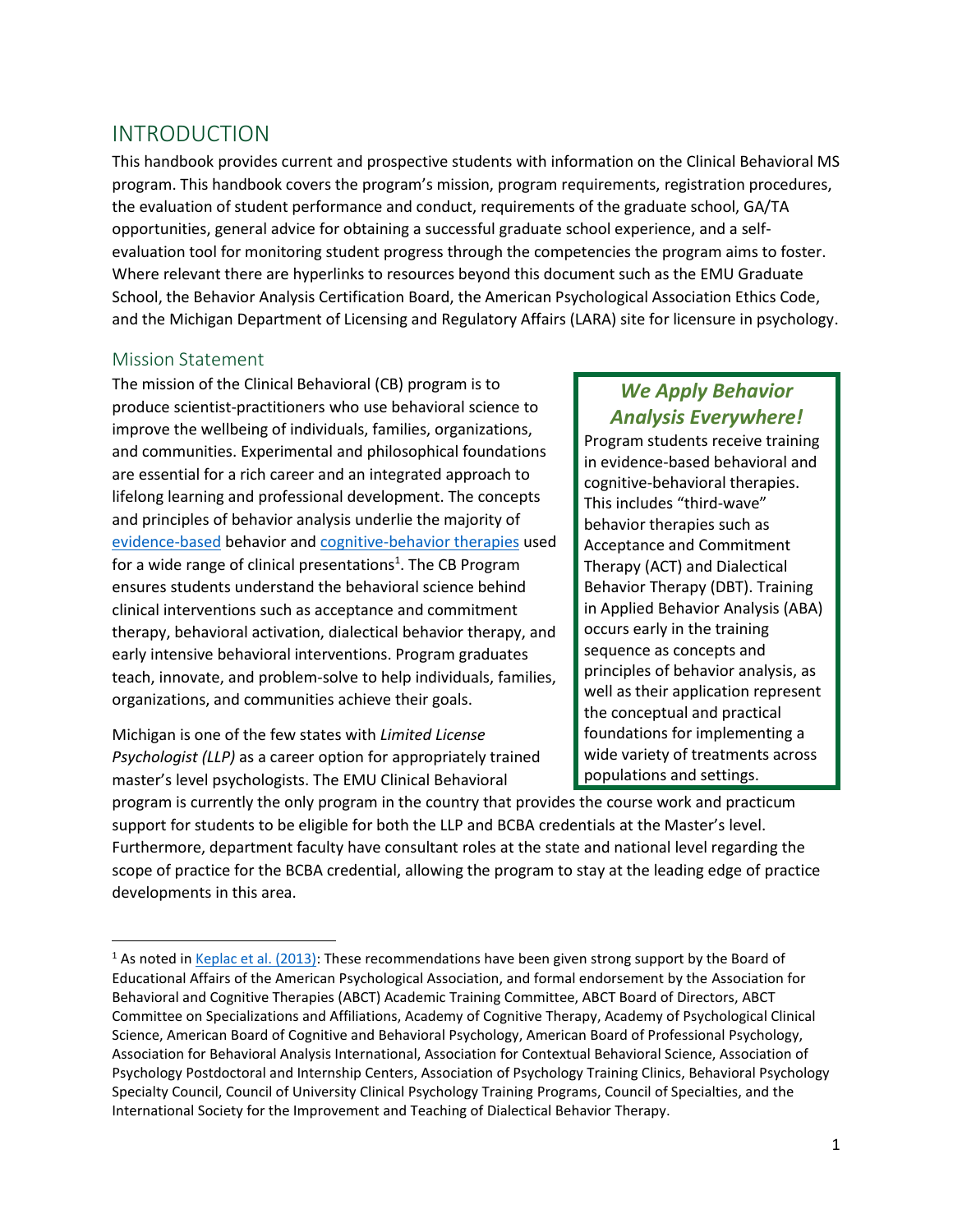# INTRODUCTION

This handbook provides current and prospective students with information on the Clinical Behavioral MS program. This handbook covers the program's mission, program requirements, registration procedures, the evaluation of student performance and conduct, requirements of the graduate school, GA/TA opportunities, general advice for obtaining a successful graduate school experience, and a self-evaluation tool for monitoring student progress through the competencies the program aims to foster. Where relevant there are hyperlinks to resources beyond this document such as the EMU Graduate School, the Behavior Analysis Certification Board, the American Psychological Association Ethics Code, and the Michigan Department of Licensing and Regulatory Affairs (LARA) site for licensure in psychology.

## Mission Statement

The mission of the Clinical Behavioral (CB) program is to produce scientist-practitioners who use behavioral science to improve the wellbeing of individuals, families, organizations, and communities. Experimental and philosophical foundations are essential for a rich career and an integrated approach to lifelong learning and professional development. The concepts and principles of behavior analysis underlie the majority of evidence-based behavior and cognitive-behavior therapies used for a wide range of clinical presentations[1]. The CB Program ensures students understand the behavioral science behind clinical interventions such as acceptance and commitment therapy, behavioral activation, dialectical behavior therapy, and early intensive behavioral interventions. Program graduates teach, innovate, and problem-solve to help individuals, families, organizations, and communities achieve their goals.

> ***We Apply Behavior Analysis Everywhere!***
>
> Program students receive training in evidence-based behavioral and cognitive-behavioral therapies. This includes "third-wave" behavior therapies such as Acceptance and Commitment Therapy (ACT) and Dialectical Behavior Therapy (DBT). Training in Applied Behavior Analysis (ABA) occurs early in the training sequence as concepts and principles of behavior analysis, as well as their application represent the conceptual and practical foundations for implementing a wide variety of treatments across populations and settings.

Michigan is one of the few states with *Limited License Psychologist (LLP)* as a career option for appropriately trained master's level psychologists. The EMU Clinical Behavioral program is currently the only program in the country that provides the course work and practicum support for students to be eligible for both the LLP and BCBA credentials at the Master's level. Furthermore, department faculty have consultant roles at the state and national level regarding the scope of practice for the BCBA credential, allowing the program to stay at the leading edge of practice developments in this area.

---

[1] As noted in Keplac et al. (2013): These recommendations have been given strong support by the Board of Educational Affairs of the American Psychological Association, and formal endorsement by the Association for Behavioral and Cognitive Therapies (ABCT) Academic Training Committee, ABCT Board of Directors, ABCT Committee on Specializations and Affiliations, Academy of Cognitive Therapy, Academy of Psychological Clinical Science, American Board of Cognitive and Behavioral Psychology, American Board of Professional Psychology, Association for Behavioral Analysis International, Association for Contextual Behavioral Science, Association of Psychology Postdoctoral and Internship Centers, Association of Psychology Training Clinics, Behavioral Psychology Specialty Council, Council of University Clinical Psychology Training Programs, Council of Specialties, and the International Society for the Improvement and Teaching of Dialectical Behavior Therapy.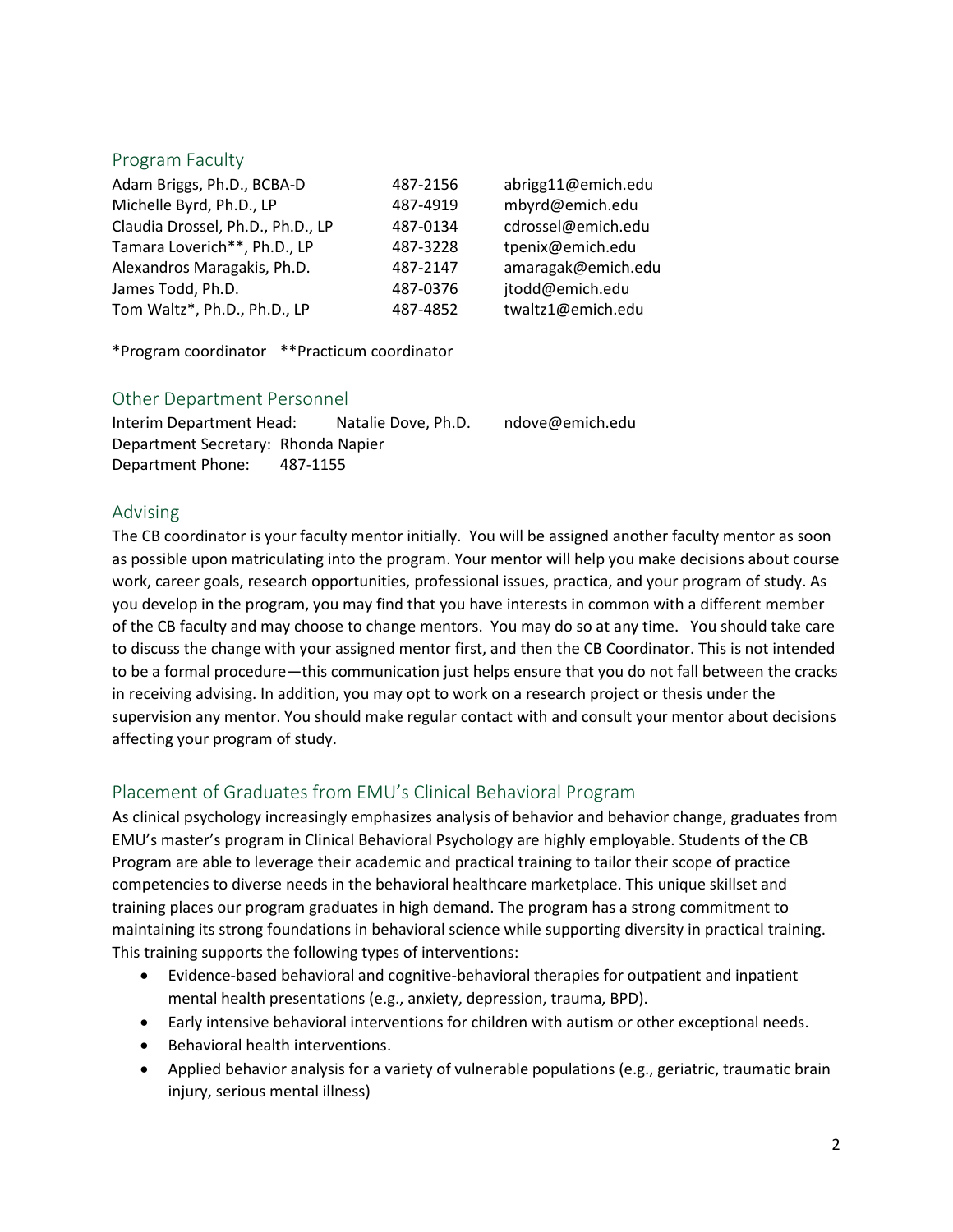## Program Faculty

| | | |
|---|---|---|
| Adam Briggs, Ph.D., BCBA-D | 487-2156 | abrigg11@emich.edu |
| Michelle Byrd, Ph.D., LP | 487-4919 | mbyrd@emich.edu |
| Claudia Drossel, Ph.D., Ph.D., LP | 487-0134 | cdrossel@emich.edu |
| Tamara Loverich**, Ph.D., LP | 487-3228 | tpenix@emich.edu |
| Alexandros Maragakis, Ph.D. | 487-2147 | amaragak@emich.edu |
| James Todd, Ph.D. | 487-0376 | jtodd@emich.edu |
| Tom Waltz*, Ph.D., Ph.D., LP | 487-4852 | twaltz1@emich.edu |

*Program coordinator **Practicum coordinator

## Other Department Personnel

Interim Department Head: Natalie Dove, Ph.D. ndove@emich.edu
Department Secretary: Rhonda Napier
Department Phone: 487-1155

## Advising

The CB coordinator is your faculty mentor initially. You will be assigned another faculty mentor as soon as possible upon matriculating into the program. Your mentor will help you make decisions about course work, career goals, research opportunities, professional issues, practica, and your program of study. As you develop in the program, you may find that you have interests in common with a different member of the CB faculty and may choose to change mentors. You may do so at any time. You should take care to discuss the change with your assigned mentor first, and then the CB Coordinator. This is not intended to be a formal procedure—this communication just helps ensure that you do not fall between the cracks in receiving advising. In addition, you may opt to work on a research project or thesis under the supervision any mentor. You should make regular contact with and consult your mentor about decisions affecting your program of study.

## Placement of Graduates from EMU's Clinical Behavioral Program

As clinical psychology increasingly emphasizes analysis of behavior and behavior change, graduates from EMU's master's program in Clinical Behavioral Psychology are highly employable. Students of the CB Program are able to leverage their academic and practical training to tailor their scope of practice competencies to diverse needs in the behavioral healthcare marketplace. This unique skillset and training places our program graduates in high demand. The program has a strong commitment to maintaining its strong foundations in behavioral science while supporting diversity in practical training. This training supports the following types of interventions:

- Evidence-based behavioral and cognitive-behavioral therapies for outpatient and inpatient mental health presentations (e.g., anxiety, depression, trauma, BPD).
- Early intensive behavioral interventions for children with autism or other exceptional needs.
- Behavioral health interventions.
- Applied behavior analysis for a variety of vulnerable populations (e.g., geriatric, traumatic brain injury, serious mental illness)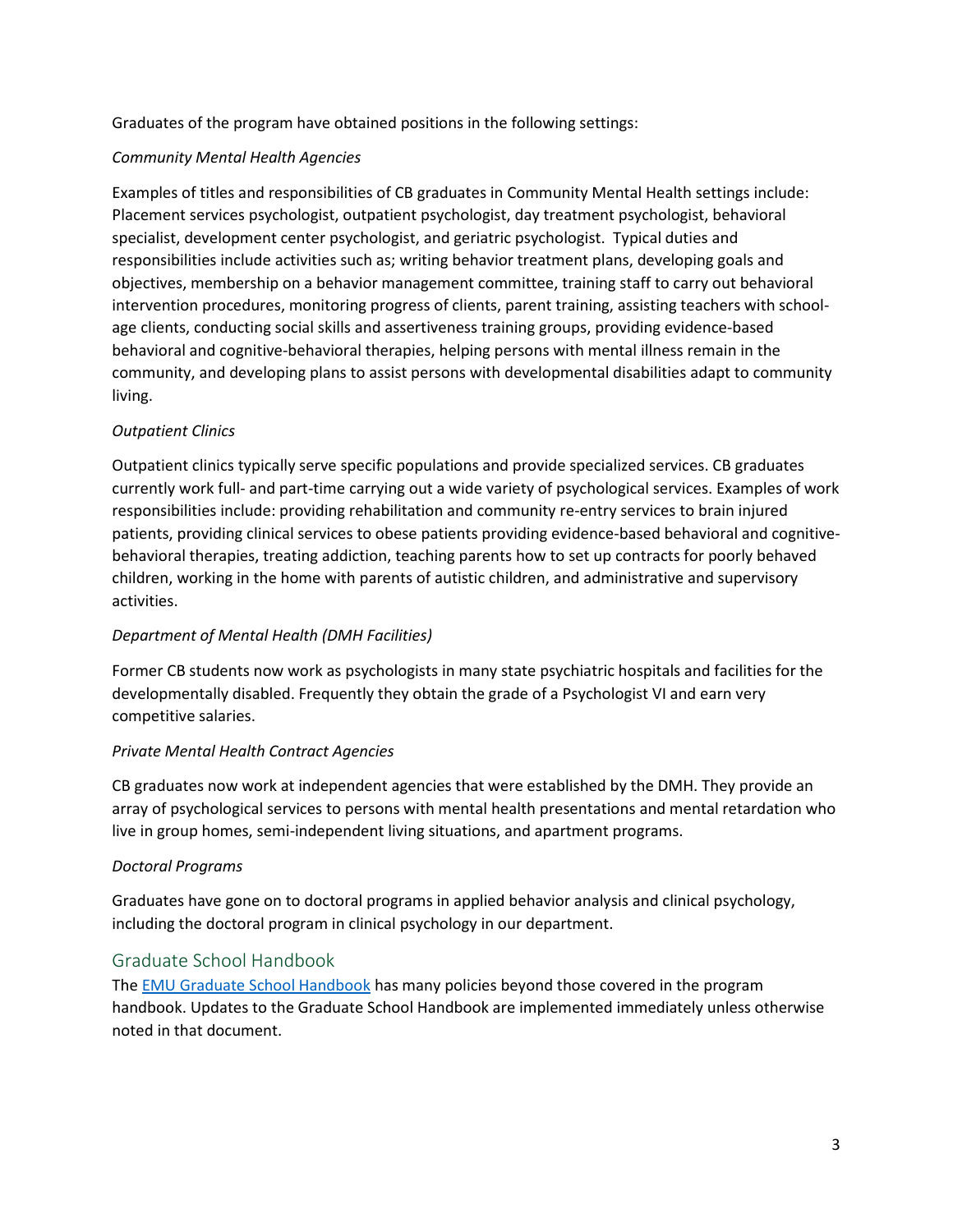Graduates of the program have obtained positions in the following settings:

*Community Mental Health Agencies*

Examples of titles and responsibilities of CB graduates in Community Mental Health settings include: Placement services psychologist, outpatient psychologist, day treatment psychologist, behavioral specialist, development center psychologist, and geriatric psychologist. Typical duties and responsibilities include activities such as; writing behavior treatment plans, developing goals and objectives, membership on a behavior management committee, training staff to carry out behavioral intervention procedures, monitoring progress of clients, parent training, assisting teachers with school-age clients, conducting social skills and assertiveness training groups, providing evidence-based behavioral and cognitive-behavioral therapies, helping persons with mental illness remain in the community, and developing plans to assist persons with developmental disabilities adapt to community living.

*Outpatient Clinics*

Outpatient clinics typically serve specific populations and provide specialized services. CB graduates currently work full- and part-time carrying out a wide variety of psychological services. Examples of work responsibilities include: providing rehabilitation and community re-entry services to brain injured patients, providing clinical services to obese patients providing evidence-based behavioral and cognitive-behavioral therapies, treating addiction, teaching parents how to set up contracts for poorly behaved children, working in the home with parents of autistic children, and administrative and supervisory activities.

*Department of Mental Health (DMH Facilities)*

Former CB students now work as psychologists in many state psychiatric hospitals and facilities for the developmentally disabled. Frequently they obtain the grade of a Psychologist VI and earn very competitive salaries.

*Private Mental Health Contract Agencies*

CB graduates now work at independent agencies that were established by the DMH. They provide an array of psychological services to persons with mental health presentations and mental retardation who live in group homes, semi-independent living situations, and apartment programs.

*Doctoral Programs*

Graduates have gone on to doctoral programs in applied behavior analysis and clinical psychology, including the doctoral program in clinical psychology in our department.

## Graduate School Handbook

The EMU Graduate School Handbook has many policies beyond those covered in the program handbook. Updates to the Graduate School Handbook are implemented immediately unless otherwise noted in that document.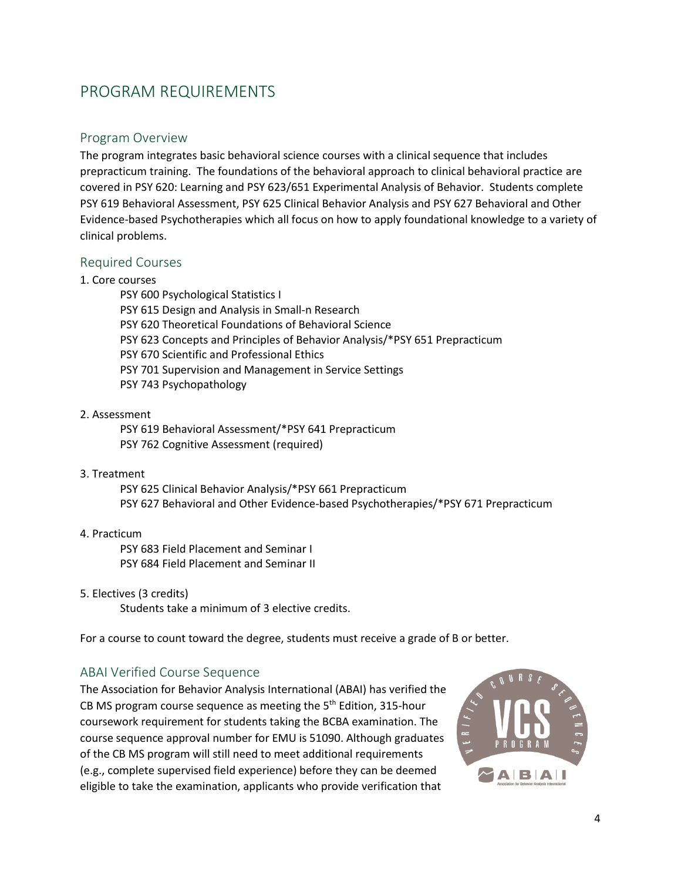# PROGRAM REQUIREMENTS

## Program Overview

The program integrates basic behavioral science courses with a clinical sequence that includes prepracticum training. The foundations of the behavioral approach to clinical behavioral practice are covered in PSY 620: Learning and PSY 623/651 Experimental Analysis of Behavior. Students complete PSY 619 Behavioral Assessment, PSY 625 Clinical Behavior Analysis and PSY 627 Behavioral and Other Evidence-based Psychotherapies which all focus on how to apply foundational knowledge to a variety of clinical problems.

## Required Courses

1. Core courses
   - PSY 600 Psychological Statistics I
   - PSY 615 Design and Analysis in Small-n Research
   - PSY 620 Theoretical Foundations of Behavioral Science
   - PSY 623 Concepts and Principles of Behavior Analysis/*PSY 651 Prepracticum
   - PSY 670 Scientific and Professional Ethics
   - PSY 701 Supervision and Management in Service Settings
   - PSY 743 Psychopathology

2. Assessment
   - PSY 619 Behavioral Assessment/*PSY 641 Prepracticum
   - PSY 762 Cognitive Assessment (required)

3. Treatment
   - PSY 625 Clinical Behavior Analysis/*PSY 661 Prepracticum
   - PSY 627 Behavioral and Other Evidence-based Psychotherapies/*PSY 671 Prepracticum

4. Practicum
   - PSY 683 Field Placement and Seminar I
   - PSY 684 Field Placement and Seminar II

5. Electives (3 credits)
   - Students take a minimum of 3 elective credits.

For a course to count toward the degree, students must receive a grade of B or better.

## ABAI Verified Course Sequence

The Association for Behavior Analysis International (ABAI) has verified the CB MS program course sequence as meeting the 5th Edition, 315-hour coursework requirement for students taking the BCBA examination. The course sequence approval number for EMU is 51090. Although graduates of the CB MS program will still need to meet additional requirements (e.g., complete supervised field experience) before they can be deemed eligible to take the examination, applicants who provide verification that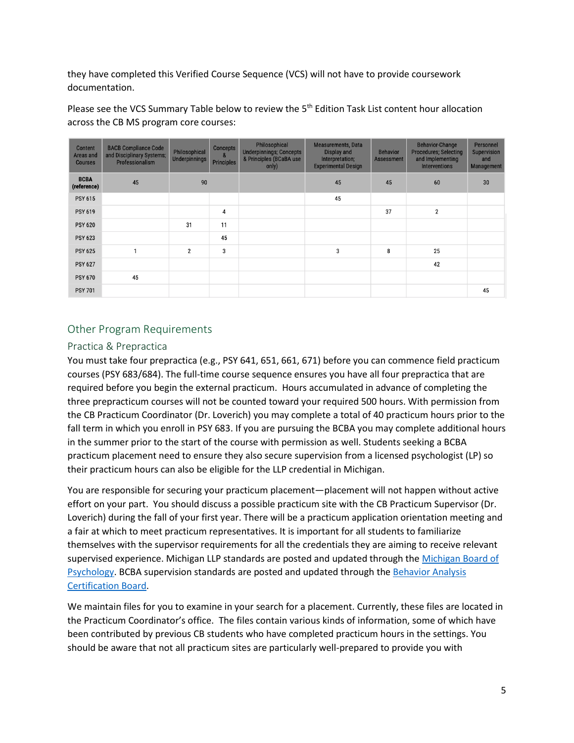they have completed this Verified Course Sequence (VCS) will not have to provide coursework documentation.

Please see the VCS Summary Table below to review the 5th Edition Task List content hour allocation across the CB MS program core courses:

| Content Areas and Courses | BACB Compliance Code and Disciplinary Systems; Professionalism | Philosophical Underpinnings | Concepts & Principles | Philosophical Underpinnings; Concepts & Principles (BCaBA use only) | Measurements, Data Display and Interpretation; Experimental Design | Behavior Assessment | Behavior-Change Procedures; Selecting and Implementing Interventions | Personnel Supervision and Management |
|---|---|---|---|---|---|---|---|---|
| BCBA (reference) | 45 | 90 | | | 45 | 45 | 60 | 30 |
| PSY 615 | | | | | 45 | | | |
| PSY 619 | | | 4 | | | 37 | 2 | |
| PSY 620 | | 31 | 11 | | | | | |
| PSY 623 | | | 45 | | | | | |
| PSY 625 | 1 | 2 | 3 | | 3 | 8 | 25 | |
| PSY 627 | | | | | | | 42 | |
| PSY 670 | 45 | | | | | | | |
| PSY 701 | | | | | | | | 45 |

## Other Program Requirements

### Practica & Prepractica

You must take four prepractica (e.g., PSY 641, 651, 661, 671) before you can commence field practicum courses (PSY 683/684). The full-time course sequence ensures you have all four prepractica that are required before you begin the external practicum. Hours accumulated in advance of completing the three prepracticum courses will not be counted toward your required 500 hours. With permission from the CB Practicum Coordinator (Dr. Loverich) you may complete a total of 40 practicum hours prior to the fall term in which you enroll in PSY 683. If you are pursuing the BCBA you may complete additional hours in the summer prior to the start of the course with permission as well. Students seeking a BCBA practicum placement need to ensure they also secure supervision from a licensed psychologist (LP) so their practicum hours can also be eligible for the LLP credential in Michigan.

You are responsible for securing your practicum placement—placement will not happen without active effort on your part. You should discuss a possible practicum site with the CB Practicum Supervisor (Dr. Loverich) during the fall of your first year. There will be a practicum application orientation meeting and a fair at which to meet practicum representatives. It is important for all students to familiarize themselves with the supervisor requirements for all the credentials they are aiming to receive relevant supervised experience. Michigan LLP standards are posted and updated through the [Michigan Board of Psychology](). BCBA supervision standards are posted and updated through the [Behavior Analysis Certification Board]().

We maintain files for you to examine in your search for a placement. Currently, these files are located in the Practicum Coordinator's office. The files contain various kinds of information, some of which have been contributed by previous CB students who have completed practicum hours in the settings. You should be aware that not all practicum sites are particularly well-prepared to provide you with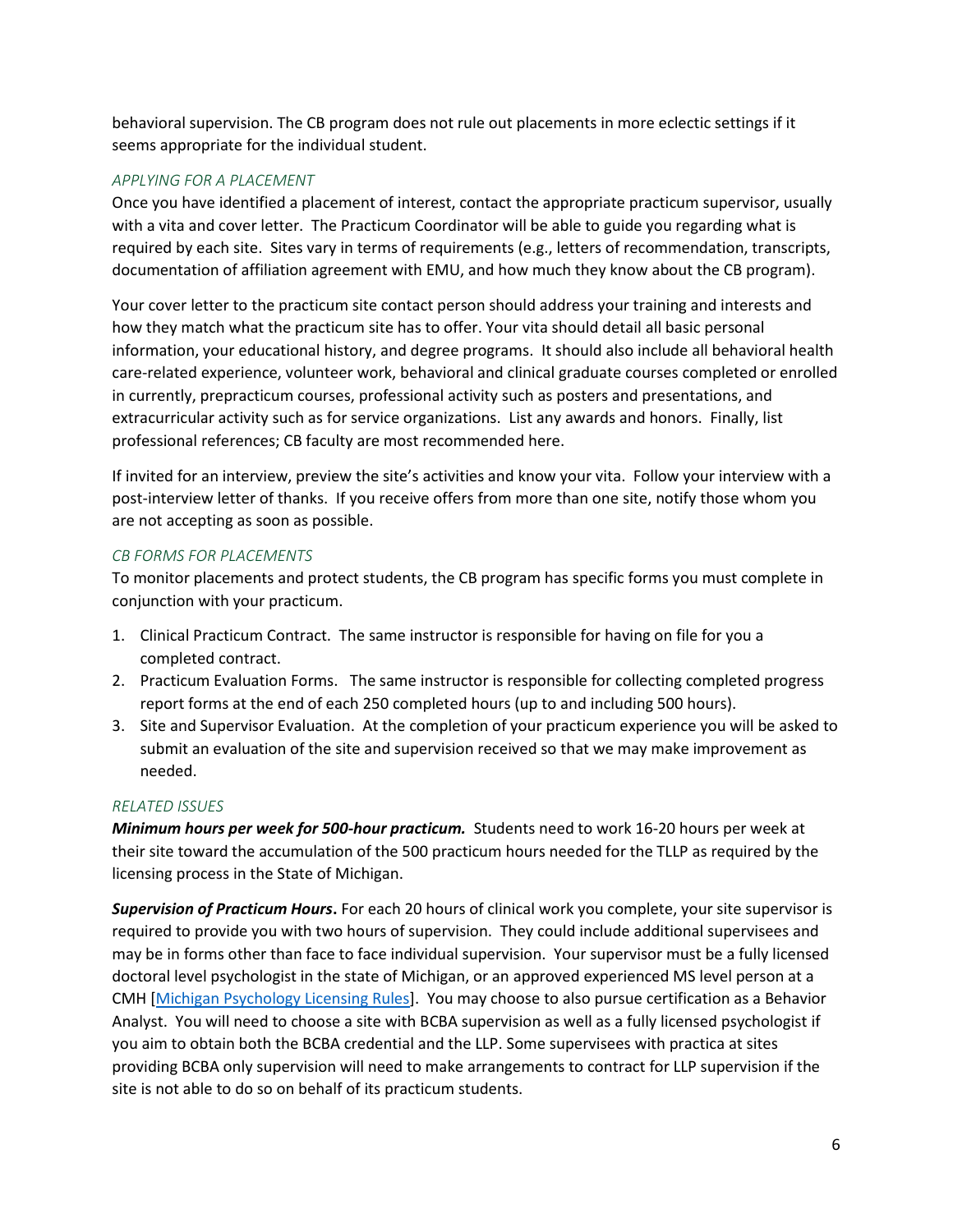behavioral supervision. The CB program does not rule out placements in more eclectic settings if it seems appropriate for the individual student.

### *APPLYING FOR A PLACEMENT*

Once you have identified a placement of interest, contact the appropriate practicum supervisor, usually with a vita and cover letter. The Practicum Coordinator will be able to guide you regarding what is required by each site. Sites vary in terms of requirements (e.g., letters of recommendation, transcripts, documentation of affiliation agreement with EMU, and how much they know about the CB program).

Your cover letter to the practicum site contact person should address your training and interests and how they match what the practicum site has to offer. Your vita should detail all basic personal information, your educational history, and degree programs. It should also include all behavioral health care-related experience, volunteer work, behavioral and clinical graduate courses completed or enrolled in currently, prepracticum courses, professional activity such as posters and presentations, and extracurricular activity such as for service organizations. List any awards and honors. Finally, list professional references; CB faculty are most recommended here.

If invited for an interview, preview the site's activities and know your vita. Follow your interview with a post-interview letter of thanks. If you receive offers from more than one site, notify those whom you are not accepting as soon as possible.

### *CB FORMS FOR PLACEMENTS*

To monitor placements and protect students, the CB program has specific forms you must complete in conjunction with your practicum.

1. Clinical Practicum Contract. The same instructor is responsible for having on file for you a completed contract.
2. Practicum Evaluation Forms. The same instructor is responsible for collecting completed progress report forms at the end of each 250 completed hours (up to and including 500 hours).
3. Site and Supervisor Evaluation. At the completion of your practicum experience you will be asked to submit an evaluation of the site and supervision received so that we may make improvement as needed.

### *RELATED ISSUES*

***Minimum hours per week for 500-hour practicum.*** Students need to work 16-20 hours per week at their site toward the accumulation of the 500 practicum hours needed for the TLLP as required by the licensing process in the State of Michigan.

***Supervision of Practicum Hours*.** For each 20 hours of clinical work you complete, your site supervisor is required to provide you with two hours of supervision. They could include additional supervisees and may be in forms other than face to face individual supervision. Your supervisor must be a fully licensed doctoral level psychologist in the state of Michigan, or an approved experienced MS level person at a CMH [Michigan Psychology Licensing Rules]. You may choose to also pursue certification as a Behavior Analyst. You will need to choose a site with BCBA supervision as well as a fully licensed psychologist if you aim to obtain both the BCBA credential and the LLP. Some supervisees with practica at sites providing BCBA only supervision will need to make arrangements to contract for LLP supervision if the site is not able to do so on behalf of its practicum students.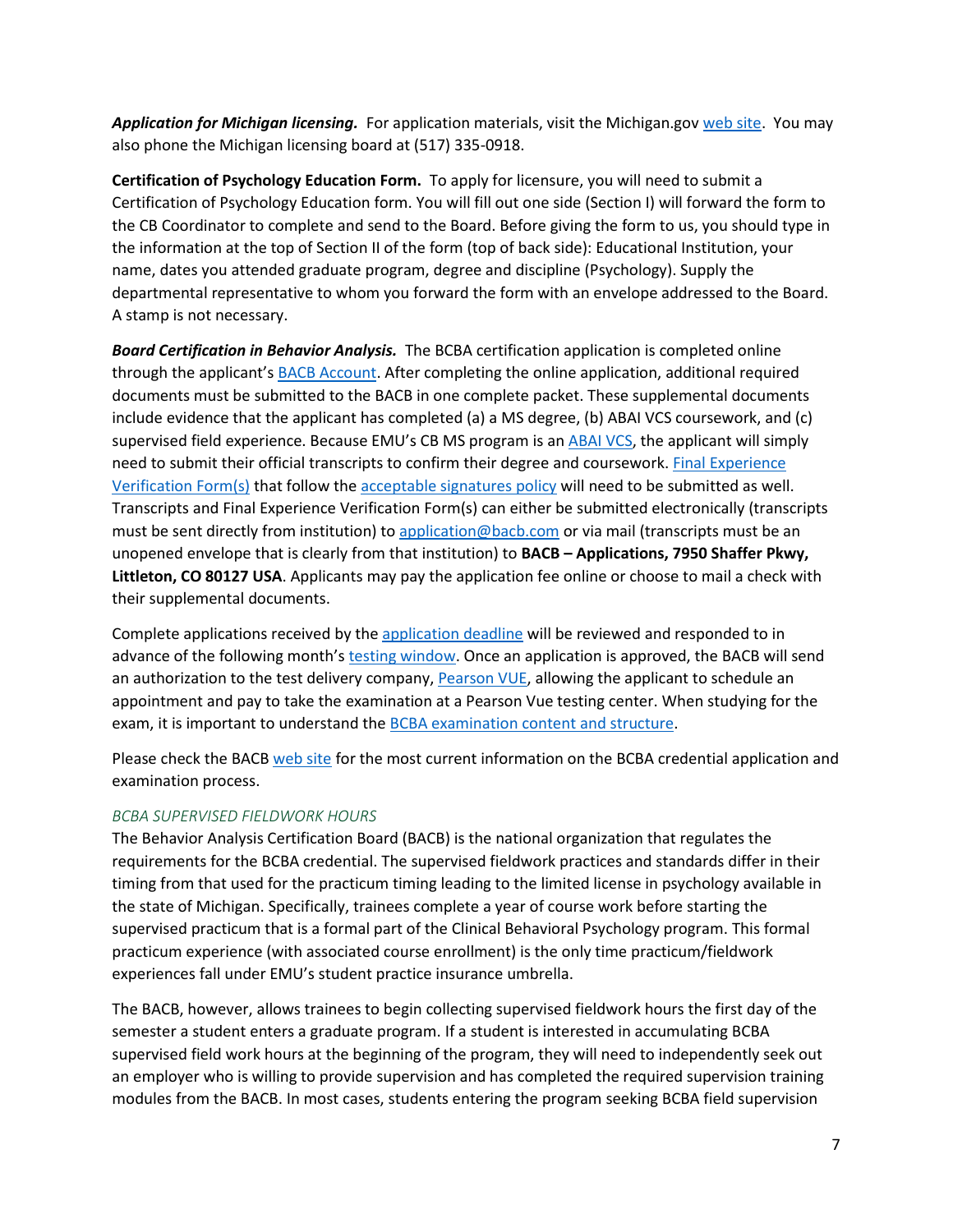***Application for Michigan licensing.*** For application materials, visit the Michigan.gov web site. You may also phone the Michigan licensing board at (517) 335-0918.

**Certification of Psychology Education Form.** To apply for licensure, you will need to submit a Certification of Psychology Education form. You will fill out one side (Section I) will forward the form to the CB Coordinator to complete and send to the Board. Before giving the form to us, you should type in the information at the top of Section II of the form (top of back side): Educational Institution, your name, dates you attended graduate program, degree and discipline (Psychology). Supply the departmental representative to whom you forward the form with an envelope addressed to the Board. A stamp is not necessary.

***Board Certification in Behavior Analysis.*** The BCBA certification application is completed online through the applicant's BACB Account. After completing the online application, additional required documents must be submitted to the BACB in one complete packet. These supplemental documents include evidence that the applicant has completed (a) a MS degree, (b) ABAI VCS coursework, and (c) supervised field experience. Because EMU's CB MS program is an ABAI VCS, the applicant will simply need to submit their official transcripts to confirm their degree and coursework. Final Experience Verification Form(s) that follow the acceptable signatures policy will need to be submitted as well. Transcripts and Final Experience Verification Form(s) can either be submitted electronically (transcripts must be sent directly from institution) to application@bacb.com or via mail (transcripts must be an unopened envelope that is clearly from that institution) to **BACB – Applications, 7950 Shaffer Pkwy, Littleton, CO 80127 USA**. Applicants may pay the application fee online or choose to mail a check with their supplemental documents.

Complete applications received by the application deadline will be reviewed and responded to in advance of the following month's testing window. Once an application is approved, the BACB will send an authorization to the test delivery company, Pearson VUE, allowing the applicant to schedule an appointment and pay to take the examination at a Pearson Vue testing center. When studying for the exam, it is important to understand the BCBA examination content and structure.

Please check the BACB web site for the most current information on the BCBA credential application and examination process.

### *BCBA SUPERVISED FIELDWORK HOURS*

The Behavior Analysis Certification Board (BACB) is the national organization that regulates the requirements for the BCBA credential. The supervised fieldwork practices and standards differ in their timing from that used for the practicum timing leading to the limited license in psychology available in the state of Michigan. Specifically, trainees complete a year of course work before starting the supervised practicum that is a formal part of the Clinical Behavioral Psychology program. This formal practicum experience (with associated course enrollment) is the only time practicum/fieldwork experiences fall under EMU's student practice insurance umbrella.

The BACB, however, allows trainees to begin collecting supervised fieldwork hours the first day of the semester a student enters a graduate program. If a student is interested in accumulating BCBA supervised field work hours at the beginning of the program, they will need to independently seek out an employer who is willing to provide supervision and has completed the required supervision training modules from the BACB. In most cases, students entering the program seeking BCBA field supervision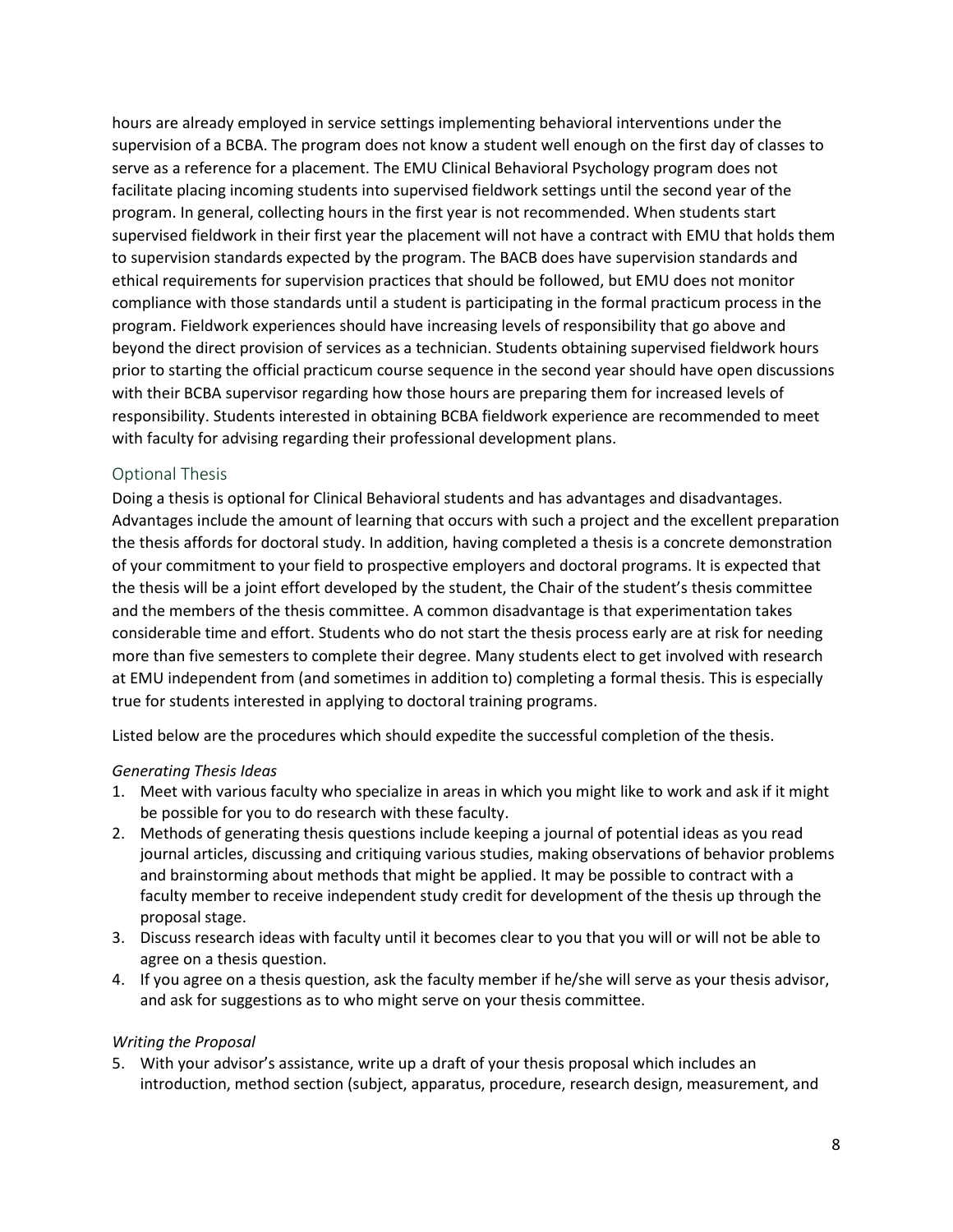hours are already employed in service settings implementing behavioral interventions under the supervision of a BCBA. The program does not know a student well enough on the first day of classes to serve as a reference for a placement. The EMU Clinical Behavioral Psychology program does not facilitate placing incoming students into supervised fieldwork settings until the second year of the program. In general, collecting hours in the first year is not recommended. When students start supervised fieldwork in their first year the placement will not have a contract with EMU that holds them to supervision standards expected by the program. The BACB does have supervision standards and ethical requirements for supervision practices that should be followed, but EMU does not monitor compliance with those standards until a student is participating in the formal practicum process in the program. Fieldwork experiences should have increasing levels of responsibility that go above and beyond the direct provision of services as a technician. Students obtaining supervised fieldwork hours prior to starting the official practicum course sequence in the second year should have open discussions with their BCBA supervisor regarding how those hours are preparing them for increased levels of responsibility. Students interested in obtaining BCBA fieldwork experience are recommended to meet with faculty for advising regarding their professional development plans.

## Optional Thesis

Doing a thesis is optional for Clinical Behavioral students and has advantages and disadvantages. Advantages include the amount of learning that occurs with such a project and the excellent preparation the thesis affords for doctoral study. In addition, having completed a thesis is a concrete demonstration of your commitment to your field to prospective employers and doctoral programs. It is expected that the thesis will be a joint effort developed by the student, the Chair of the student's thesis committee and the members of the thesis committee. A common disadvantage is that experimentation takes considerable time and effort. Students who do not start the thesis process early are at risk for needing more than five semesters to complete their degree. Many students elect to get involved with research at EMU independent from (and sometimes in addition to) completing a formal thesis. This is especially true for students interested in applying to doctoral training programs.

Listed below are the procedures which should expedite the successful completion of the thesis.

*Generating Thesis Ideas*

1. Meet with various faculty who specialize in areas in which you might like to work and ask if it might be possible for you to do research with these faculty.
2. Methods of generating thesis questions include keeping a journal of potential ideas as you read journal articles, discussing and critiquing various studies, making observations of behavior problems and brainstorming about methods that might be applied. It may be possible to contract with a faculty member to receive independent study credit for development of the thesis up through the proposal stage.
3. Discuss research ideas with faculty until it becomes clear to you that you will or will not be able to agree on a thesis question.
4. If you agree on a thesis question, ask the faculty member if he/she will serve as your thesis advisor, and ask for suggestions as to who might serve on your thesis committee.

*Writing the Proposal*

5. With your advisor's assistance, write up a draft of your thesis proposal which includes an introduction, method section (subject, apparatus, procedure, research design, measurement, and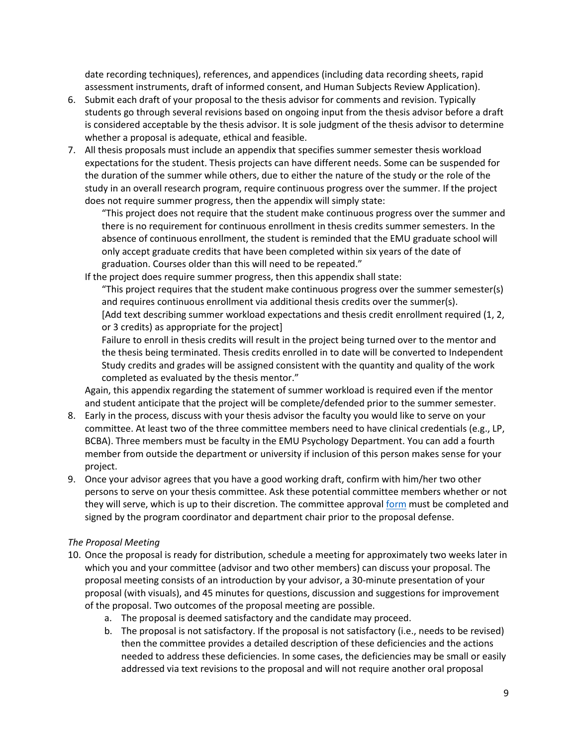date recording techniques), references, and appendices (including data recording sheets, rapid assessment instruments, draft of informed consent, and Human Subjects Review Application).

6. Submit each draft of your proposal to the thesis advisor for comments and revision. Typically students go through several revisions based on ongoing input from the thesis advisor before a draft is considered acceptable by the thesis advisor. It is sole judgment of the thesis advisor to determine whether a proposal is adequate, ethical and feasible.
7. All thesis proposals must include an appendix that specifies summer semester thesis workload expectations for the student. Thesis projects can have different needs. Some can be suspended for the duration of the summer while others, due to either the nature of the study or the role of the study in an overall research program, require continuous progress over the summer. If the project does not require summer progress, then the appendix will simply state:

   "This project does not require that the student make continuous progress over the summer and there is no requirement for continuous enrollment in thesis credits summer semesters. In the absence of continuous enrollment, the student is reminded that the EMU graduate school will only accept graduate credits that have been completed within six years of the date of graduation. Courses older than this will need to be repeated."

   If the project does require summer progress, then this appendix shall state:

   "This project requires that the student make continuous progress over the summer semester(s) and requires continuous enrollment via additional thesis credits over the summer(s).
   [Add text describing summer workload expectations and thesis credit enrollment required (1, 2, or 3 credits) as appropriate for the project]
   Failure to enroll in thesis credits will result in the project being turned over to the mentor and the thesis being terminated. Thesis credits enrolled in to date will be converted to Independent Study credits and grades will be assigned consistent with the quantity and quality of the work completed as evaluated by the thesis mentor."

   Again, this appendix regarding the statement of summer workload is required even if the mentor and student anticipate that the project will be complete/defended prior to the summer semester.
8. Early in the process, discuss with your thesis advisor the faculty you would like to serve on your committee. At least two of the three committee members need to have clinical credentials (e.g., LP, BCBA). Three members must be faculty in the EMU Psychology Department. You can add a fourth member from outside the department or university if inclusion of this person makes sense for your project.
9. Once your advisor agrees that you have a good working draft, confirm with him/her two other persons to serve on your thesis committee. Ask these potential committee members whether or not they will serve, which is up to their discretion. The committee approval form must be completed and signed by the program coordinator and department chair prior to the proposal defense.

*The Proposal Meeting*

10. Once the proposal is ready for distribution, schedule a meeting for approximately two weeks later in which you and your committee (advisor and two other members) can discuss your proposal. The proposal meeting consists of an introduction by your advisor, a 30-minute presentation of your proposal (with visuals), and 45 minutes for questions, discussion and suggestions for improvement of the proposal. Two outcomes of the proposal meeting are possible.
    a. The proposal is deemed satisfactory and the candidate may proceed.
    b. The proposal is not satisfactory. If the proposal is not satisfactory (i.e., needs to be revised) then the committee provides a detailed description of these deficiencies and the actions needed to address these deficiencies. In some cases, the deficiencies may be small or easily addressed via text revisions to the proposal and will not require another oral proposal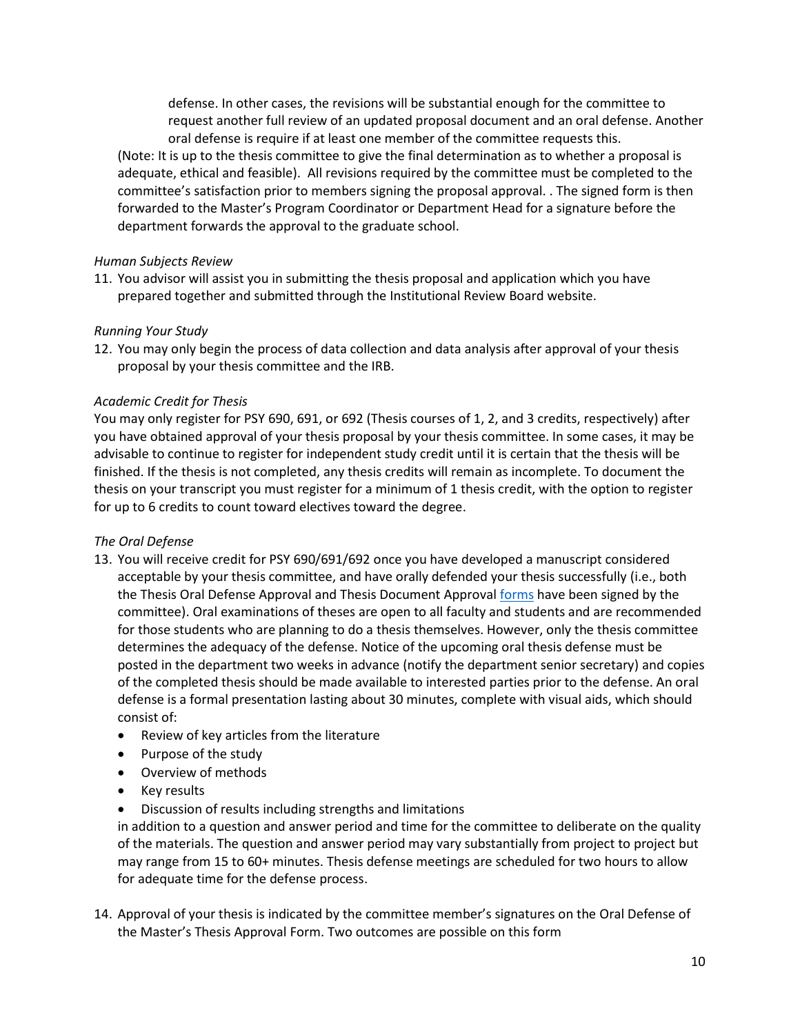defense. In other cases, the revisions will be substantial enough for the committee to request another full review of an updated proposal document and an oral defense. Another oral defense is require if at least one member of the committee requests this.

(Note: It is up to the thesis committee to give the final determination as to whether a proposal is adequate, ethical and feasible). All revisions required by the committee must be completed to the committee's satisfaction prior to members signing the proposal approval. . The signed form is then forwarded to the Master's Program Coordinator or Department Head for a signature before the department forwards the approval to the graduate school.

*Human Subjects Review*

11. You advisor will assist you in submitting the thesis proposal and application which you have prepared together and submitted through the Institutional Review Board website.

*Running Your Study*

12. You may only begin the process of data collection and data analysis after approval of your thesis proposal by your thesis committee and the IRB.

*Academic Credit for Thesis*

You may only register for PSY 690, 691, or 692 (Thesis courses of 1, 2, and 3 credits, respectively) after you have obtained approval of your thesis proposal by your thesis committee. In some cases, it may be advisable to continue to register for independent study credit until it is certain that the thesis will be finished. If the thesis is not completed, any thesis credits will remain as incomplete. To document the thesis on your transcript you must register for a minimum of 1 thesis credit, with the option to register for up to 6 credits to count toward electives toward the degree.

*The Oral Defense*

13. You will receive credit for PSY 690/691/692 once you have developed a manuscript considered acceptable by your thesis committee, and have orally defended your thesis successfully (i.e., both the Thesis Oral Defense Approval and Thesis Document Approval forms have been signed by the committee). Oral examinations of theses are open to all faculty and students and are recommended for those students who are planning to do a thesis themselves. However, only the thesis committee determines the adequacy of the defense. Notice of the upcoming oral thesis defense must be posted in the department two weeks in advance (notify the department senior secretary) and copies of the completed thesis should be made available to interested parties prior to the defense. An oral defense is a formal presentation lasting about 30 minutes, complete with visual aids, which should consist of:
    - Review of key articles from the literature
    - Purpose of the study
    - Overview of methods
    - Key results
    - Discussion of results including strengths and limitations

    in addition to a question and answer period and time for the committee to deliberate on the quality of the materials. The question and answer period may vary substantially from project to project but may range from 15 to 60+ minutes. Thesis defense meetings are scheduled for two hours to allow for adequate time for the defense process.

14. Approval of your thesis is indicated by the committee member's signatures on the Oral Defense of the Master's Thesis Approval Form. Two outcomes are possible on this form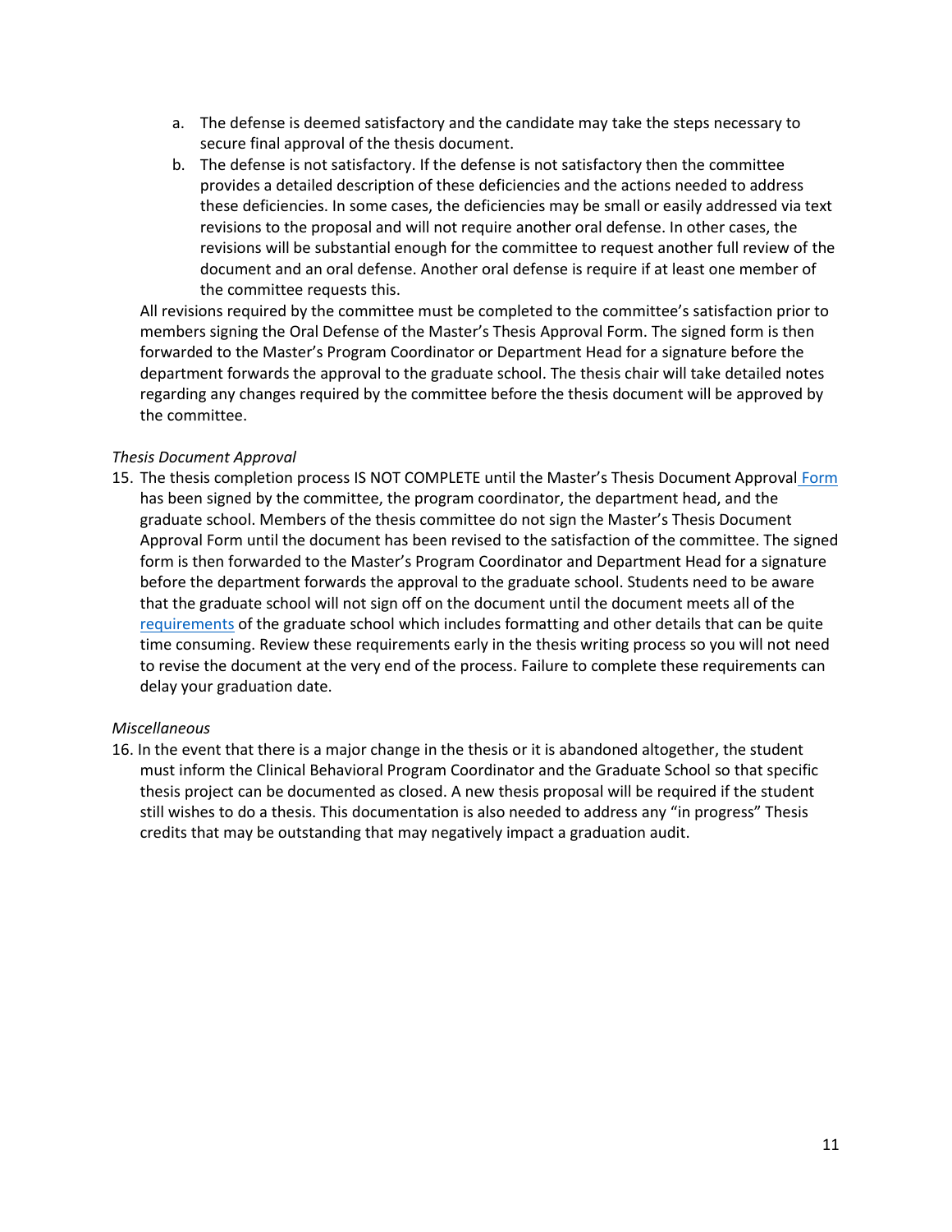a. The defense is deemed satisfactory and the candidate may take the steps necessary to secure final approval of the thesis document.

b. The defense is not satisfactory. If the defense is not satisfactory then the committee provides a detailed description of these deficiencies and the actions needed to address these deficiencies. In some cases, the deficiencies may be small or easily addressed via text revisions to the proposal and will not require another oral defense. In other cases, the revisions will be substantial enough for the committee to request another full review of the document and an oral defense. Another oral defense is require if at least one member of the committee requests this.

All revisions required by the committee must be completed to the committee's satisfaction prior to members signing the Oral Defense of the Master's Thesis Approval Form. The signed form is then forwarded to the Master's Program Coordinator or Department Head for a signature before the department forwards the approval to the graduate school. The thesis chair will take detailed notes regarding any changes required by the committee before the thesis document will be approved by the committee.

*Thesis Document Approval*

15. The thesis completion process IS NOT COMPLETE until the Master's Thesis Document Approval Form has been signed by the committee, the program coordinator, the department head, and the graduate school. Members of the thesis committee do not sign the Master's Thesis Document Approval Form until the document has been revised to the satisfaction of the committee. The signed form is then forwarded to the Master's Program Coordinator and Department Head for a signature before the department forwards the approval to the graduate school. Students need to be aware that the graduate school will not sign off on the document until the document meets all of the requirements of the graduate school which includes formatting and other details that can be quite time consuming. Review these requirements early in the thesis writing process so you will not need to revise the document at the very end of the process. Failure to complete these requirements can delay your graduation date.

*Miscellaneous*

16. In the event that there is a major change in the thesis or it is abandoned altogether, the student must inform the Clinical Behavioral Program Coordinator and the Graduate School so that specific thesis project can be documented as closed. A new thesis proposal will be required if the student still wishes to do a thesis. This documentation is also needed to address any "in progress" Thesis credits that may be outstanding that may negatively impact a graduation audit.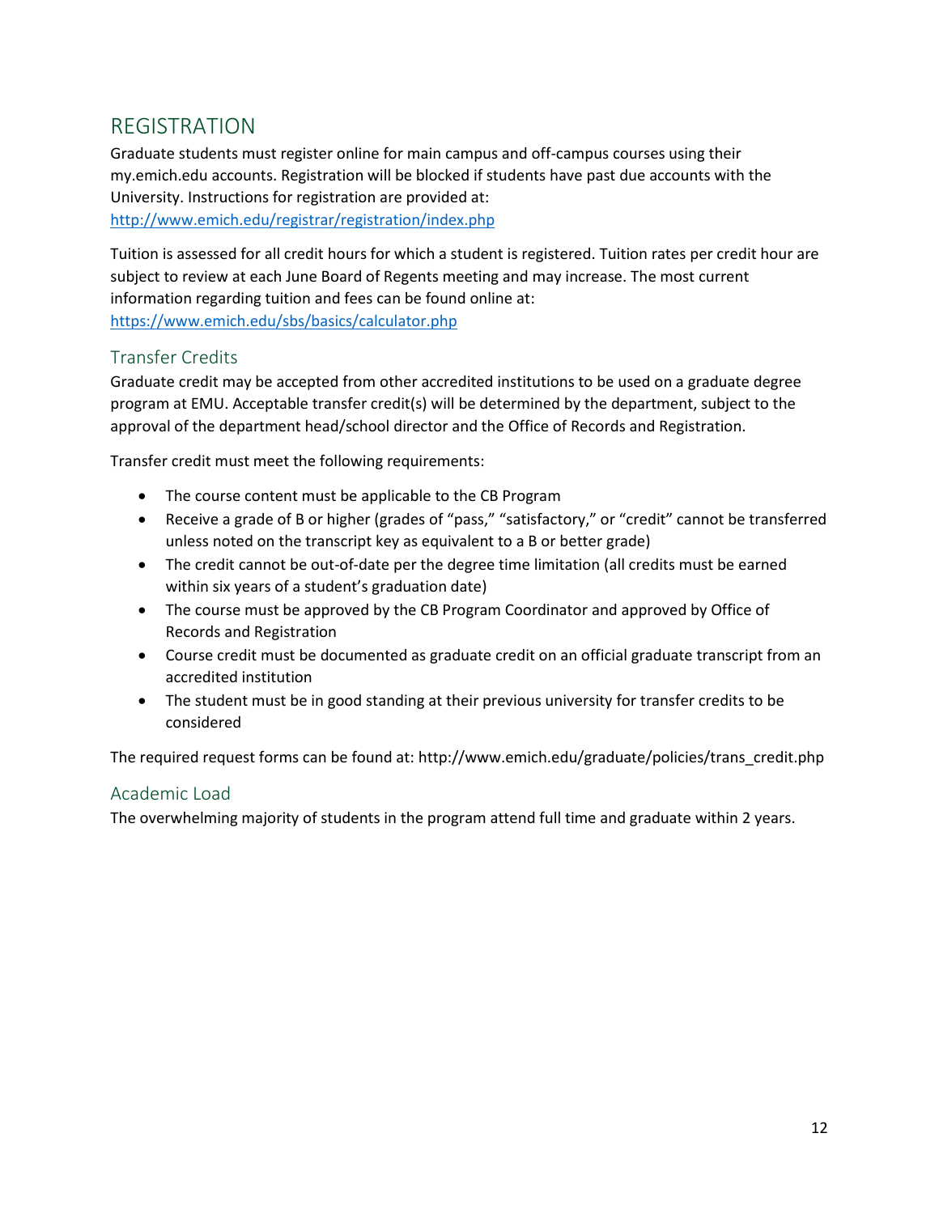# REGISTRATION

Graduate students must register online for main campus and off-campus courses using their my.emich.edu accounts. Registration will be blocked if students have past due accounts with the University. Instructions for registration are provided at: http://www.emich.edu/registrar/registration/index.php

Tuition is assessed for all credit hours for which a student is registered. Tuition rates per credit hour are subject to review at each June Board of Regents meeting and may increase. The most current information regarding tuition and fees can be found online at: https://www.emich.edu/sbs/basics/calculator.php

## Transfer Credits

Graduate credit may be accepted from other accredited institutions to be used on a graduate degree program at EMU. Acceptable transfer credit(s) will be determined by the department, subject to the approval of the department head/school director and the Office of Records and Registration.

Transfer credit must meet the following requirements:

- The course content must be applicable to the CB Program
- Receive a grade of B or higher (grades of "pass," "satisfactory," or "credit" cannot be transferred unless noted on the transcript key as equivalent to a B or better grade)
- The credit cannot be out-of-date per the degree time limitation (all credits must be earned within six years of a student's graduation date)
- The course must be approved by the CB Program Coordinator and approved by Office of Records and Registration
- Course credit must be documented as graduate credit on an official graduate transcript from an accredited institution
- The student must be in good standing at their previous university for transfer credits to be considered

The required request forms can be found at: http://www.emich.edu/graduate/policies/trans_credit.php

## Academic Load

The overwhelming majority of students in the program attend full time and graduate within 2 years.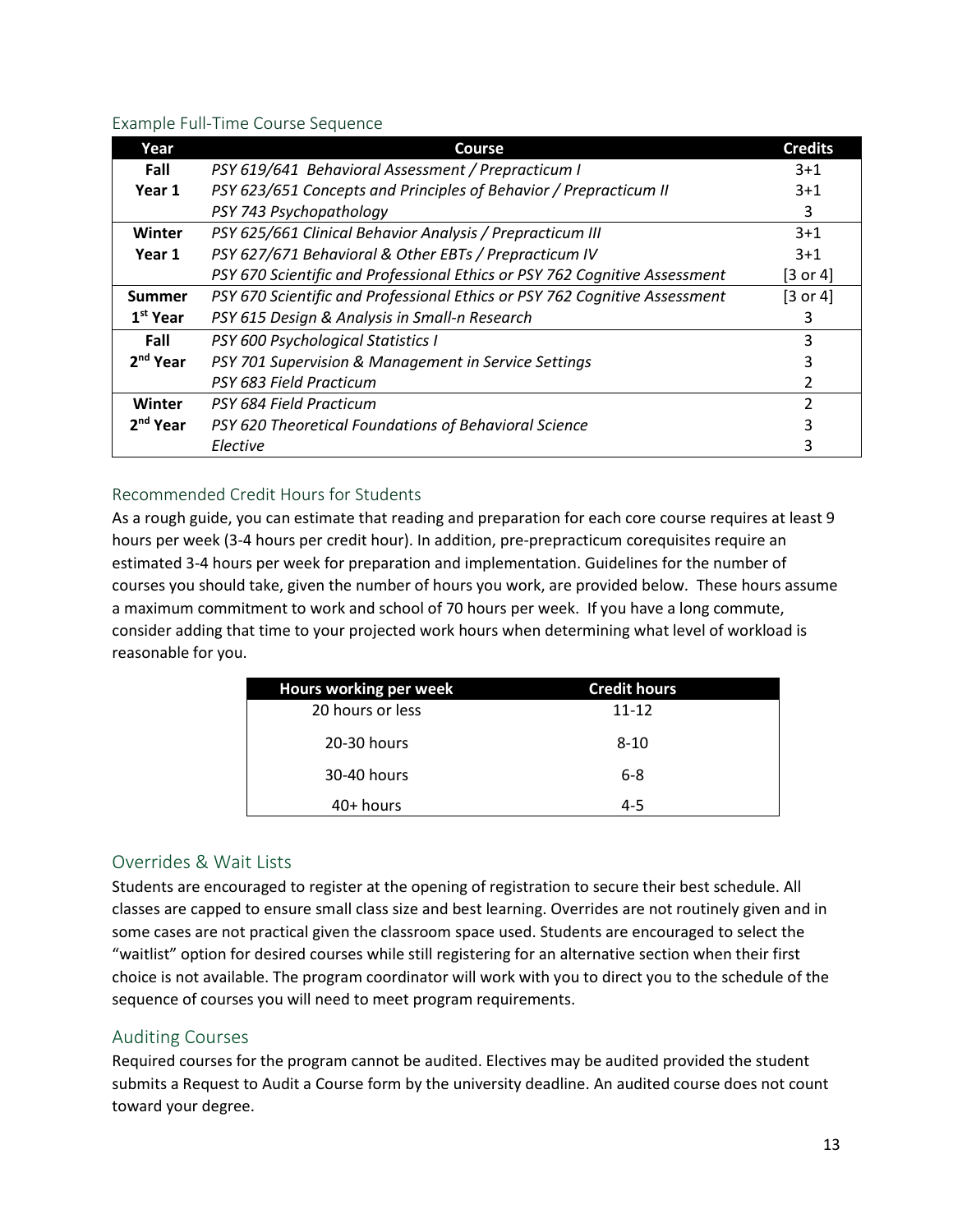### Example Full-Time Course Sequence

| Year | Course | Credits |
|---|---|---|
| **Fall Year 1** | *PSY 619/641 Behavioral Assessment / Prepracticum I* | 3+1 |
| | *PSY 623/651 Concepts and Principles of Behavior / Prepracticum II* | 3+1 |
| | *PSY 743 Psychopathology* | 3 |
| **Winter Year 1** | *PSY 625/661 Clinical Behavior Analysis / Prepracticum III* | 3+1 |
| | *PSY 627/671 Behavioral & Other EBTs / Prepracticum IV* | 3+1 |
| | *PSY 670 Scientific and Professional Ethics or PSY 762 Cognitive Assessment* | [3 or 4] |
| **Summer 1st Year** | *PSY 670 Scientific and Professional Ethics or PSY 762 Cognitive Assessment* | [3 or 4] |
| | *PSY 615 Design & Analysis in Small-n Research* | 3 |
| **Fall 2nd Year** | *PSY 600 Psychological Statistics I* | 3 |
| | *PSY 701 Supervision & Management in Service Settings* | 3 |
| | *PSY 683 Field Practicum* | 2 |
| **Winter 2nd Year** | *PSY 684 Field Practicum* | 2 |
| | *PSY 620 Theoretical Foundations of Behavioral Science* | 3 |
| | *Elective* | 3 |

### Recommended Credit Hours for Students

As a rough guide, you can estimate that reading and preparation for each core course requires at least 9 hours per week (3-4 hours per credit hour). In addition, pre-prepracticum corequisites require an estimated 3-4 hours per week for preparation and implementation. Guidelines for the number of courses you should take, given the number of hours you work, are provided below. These hours assume a maximum commitment to work and school of 70 hours per week. If you have a long commute, consider adding that time to your projected work hours when determining what level of workload is reasonable for you.

| Hours working per week | Credit hours |
|---|---|
| 20 hours or less | 11-12 |
| 20-30 hours | 8-10 |
| 30-40 hours | 6-8 |
| 40+ hours | 4-5 |

## Overrides & Wait Lists

Students are encouraged to register at the opening of registration to secure their best schedule. All classes are capped to ensure small class size and best learning. Overrides are not routinely given and in some cases are not practical given the classroom space used. Students are encouraged to select the "waitlist" option for desired courses while still registering for an alternative section when their first choice is not available. The program coordinator will work with you to direct you to the schedule of the sequence of courses you will need to meet program requirements.

## Auditing Courses

Required courses for the program cannot be audited. Electives may be audited provided the student submits a Request to Audit a Course form by the university deadline. An audited course does not count toward your degree.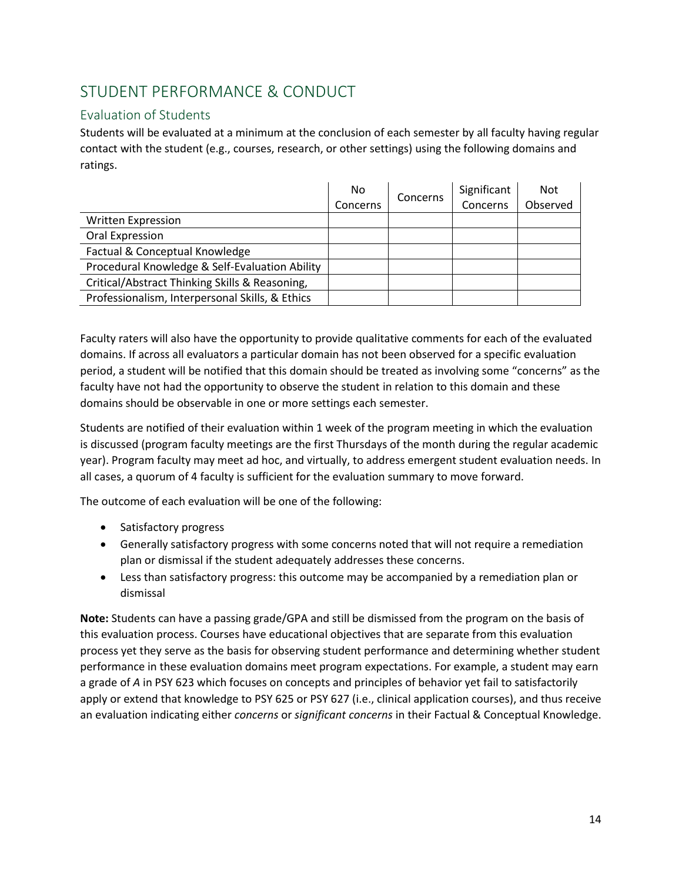## STUDENT PERFORMANCE & CONDUCT

### Evaluation of Students

Students will be evaluated at a minimum at the conclusion of each semester by all faculty having regular contact with the student (e.g., courses, research, or other settings) using the following domains and ratings.

| | No Concerns | Concerns | Significant Concerns | Not Observed |
|---|---|---|---|---|
| Written Expression | | | | |
| Oral Expression | | | | |
| Factual & Conceptual Knowledge | | | | |
| Procedural Knowledge & Self-Evaluation Ability | | | | |
| Critical/Abstract Thinking Skills & Reasoning, | | | | |
| Professionalism, Interpersonal Skills, & Ethics | | | | |

Faculty raters will also have the opportunity to provide qualitative comments for each of the evaluated domains. If across all evaluators a particular domain has not been observed for a specific evaluation period, a student will be notified that this domain should be treated as involving some "concerns" as the faculty have not had the opportunity to observe the student in relation to this domain and these domains should be observable in one or more settings each semester.

Students are notified of their evaluation within 1 week of the program meeting in which the evaluation is discussed (program faculty meetings are the first Thursdays of the month during the regular academic year). Program faculty may meet ad hoc, and virtually, to address emergent student evaluation needs. In all cases, a quorum of 4 faculty is sufficient for the evaluation summary to move forward.

The outcome of each evaluation will be one of the following:

- Satisfactory progress
- Generally satisfactory progress with some concerns noted that will not require a remediation plan or dismissal if the student adequately addresses these concerns.
- Less than satisfactory progress: this outcome may be accompanied by a remediation plan or dismissal

**Note:** Students can have a passing grade/GPA and still be dismissed from the program on the basis of this evaluation process. Courses have educational objectives that are separate from this evaluation process yet they serve as the basis for observing student performance and determining whether student performance in these evaluation domains meet program expectations. For example, a student may earn a grade of *A* in PSY 623 which focuses on concepts and principles of behavior yet fail to satisfactorily apply or extend that knowledge to PSY 625 or PSY 627 (i.e., clinical application courses), and thus receive an evaluation indicating either *concerns* or *significant concerns* in their Factual & Conceptual Knowledge.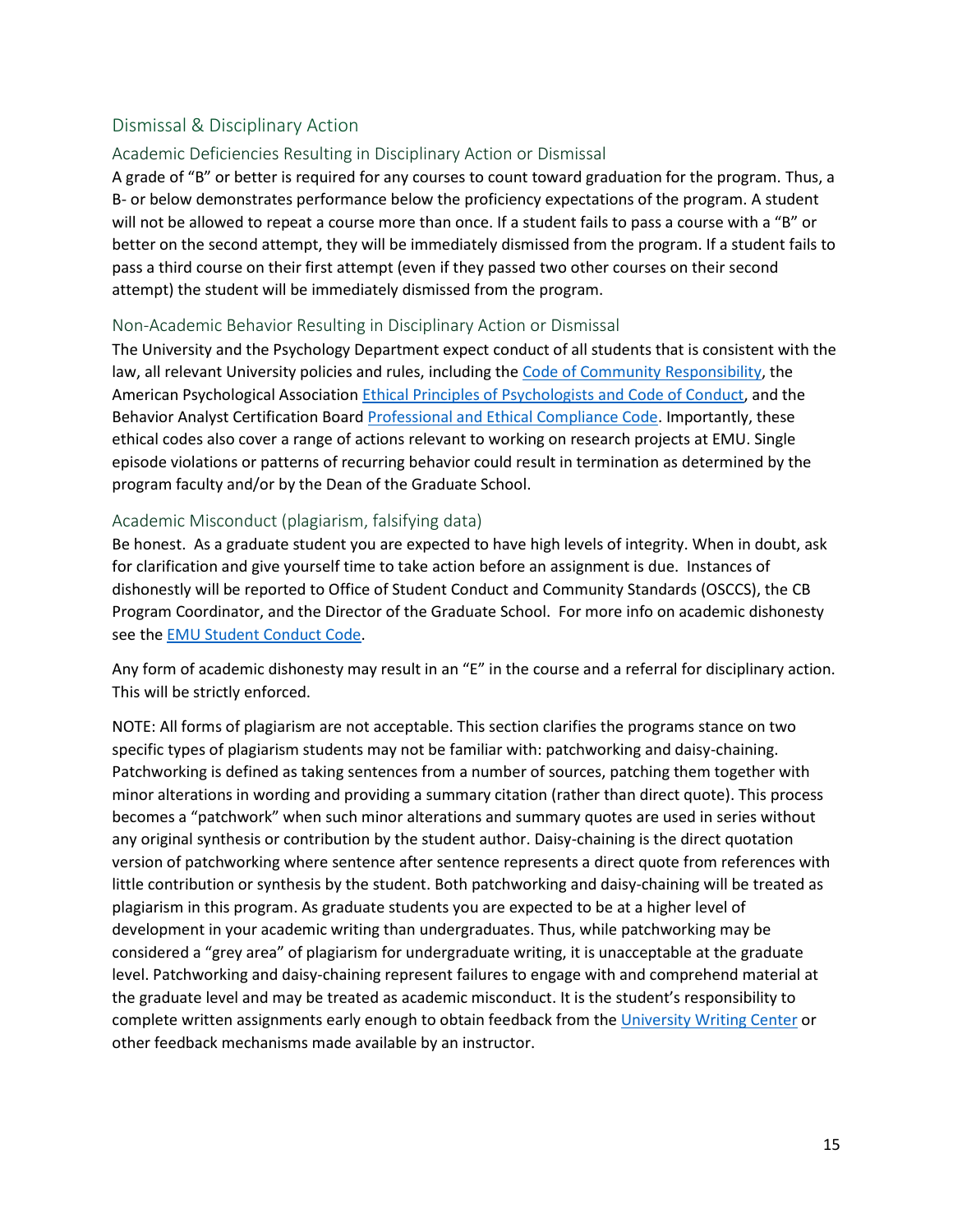## Dismissal & Disciplinary Action

### Academic Deficiencies Resulting in Disciplinary Action or Dismissal

A grade of "B" or better is required for any courses to count toward graduation for the program. Thus, a B- or below demonstrates performance below the proficiency expectations of the program. A student will not be allowed to repeat a course more than once. If a student fails to pass a course with a "B" or better on the second attempt, they will be immediately dismissed from the program. If a student fails to pass a third course on their first attempt (even if they passed two other courses on their second attempt) the student will be immediately dismissed from the program.

### Non-Academic Behavior Resulting in Disciplinary Action or Dismissal

The University and the Psychology Department expect conduct of all students that is consistent with the law, all relevant University policies and rules, including the Code of Community Responsibility, the American Psychological Association Ethical Principles of Psychologists and Code of Conduct, and the Behavior Analyst Certification Board Professional and Ethical Compliance Code. Importantly, these ethical codes also cover a range of actions relevant to working on research projects at EMU. Single episode violations or patterns of recurring behavior could result in termination as determined by the program faculty and/or by the Dean of the Graduate School.

### Academic Misconduct (plagiarism, falsifying data)

Be honest. As a graduate student you are expected to have high levels of integrity. When in doubt, ask for clarification and give yourself time to take action before an assignment is due. Instances of dishonestly will be reported to Office of Student Conduct and Community Standards (OSCCS), the CB Program Coordinator, and the Director of the Graduate School. For more info on academic dishonesty see the EMU Student Conduct Code.

Any form of academic dishonesty may result in an "E" in the course and a referral for disciplinary action. This will be strictly enforced.

NOTE: All forms of plagiarism are not acceptable. This section clarifies the programs stance on two specific types of plagiarism students may not be familiar with: patchworking and daisy-chaining. Patchworking is defined as taking sentences from a number of sources, patching them together with minor alterations in wording and providing a summary citation (rather than direct quote). This process becomes a "patchwork" when such minor alterations and summary quotes are used in series without any original synthesis or contribution by the student author. Daisy-chaining is the direct quotation version of patchworking where sentence after sentence represents a direct quote from references with little contribution or synthesis by the student. Both patchworking and daisy-chaining will be treated as plagiarism in this program. As graduate students you are expected to be at a higher level of development in your academic writing than undergraduates. Thus, while patchworking may be considered a "grey area" of plagiarism for undergraduate writing, it is unacceptable at the graduate level. Patchworking and daisy-chaining represent failures to engage with and comprehend material at the graduate level and may be treated as academic misconduct. It is the student's responsibility to complete written assignments early enough to obtain feedback from the University Writing Center or other feedback mechanisms made available by an instructor.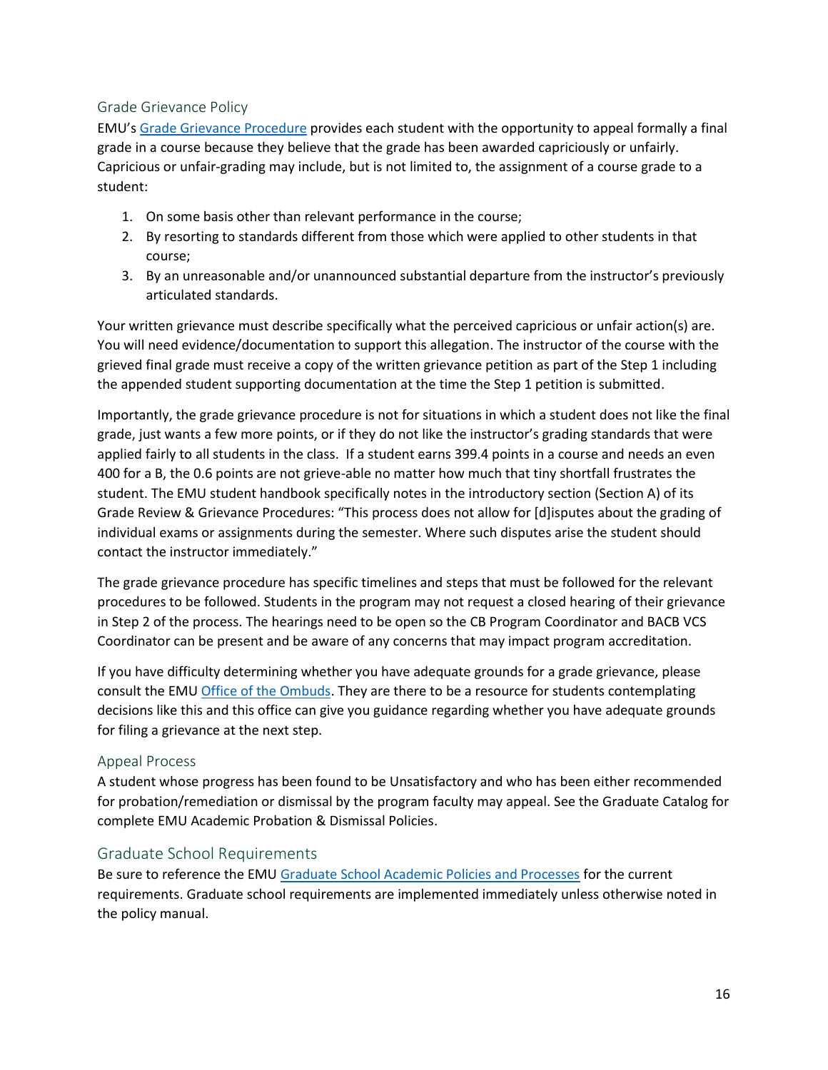## Grade Grievance Policy

EMU's [Grade Grievance Procedure](#) provides each student with the opportunity to appeal formally a final grade in a course because they believe that the grade has been awarded capriciously or unfairly. Capricious or unfair-grading may include, but is not limited to, the assignment of a course grade to a student:

1. On some basis other than relevant performance in the course;
2. By resorting to standards different from those which were applied to other students in that course;
3. By an unreasonable and/or unannounced substantial departure from the instructor's previously articulated standards.

Your written grievance must describe specifically what the perceived capricious or unfair action(s) are. You will need evidence/documentation to support this allegation. The instructor of the course with the grieved final grade must receive a copy of the written grievance petition as part of the Step 1 including the appended student supporting documentation at the time the Step 1 petition is submitted.

Importantly, the grade grievance procedure is not for situations in which a student does not like the final grade, just wants a few more points, or if they do not like the instructor's grading standards that were applied fairly to all students in the class. If a student earns 399.4 points in a course and needs an even 400 for a B, the 0.6 points are not grieve-able no matter how much that tiny shortfall frustrates the student. The EMU student handbook specifically notes in the introductory section (Section A) of its Grade Review & Grievance Procedures: "This process does not allow for [d]isputes about the grading of individual exams or assignments during the semester. Where such disputes arise the student should contact the instructor immediately."

The grade grievance procedure has specific timelines and steps that must be followed for the relevant procedures to be followed. Students in the program may not request a closed hearing of their grievance in Step 2 of the process. The hearings need to be open so the CB Program Coordinator and BACB VCS Coordinator can be present and be aware of any concerns that may impact program accreditation.

If you have difficulty determining whether you have adequate grounds for a grade grievance, please consult the EMU [Office of the Ombuds](#). They are there to be a resource for students contemplating decisions like this and this office can give you guidance regarding whether you have adequate grounds for filing a grievance at the next step.

## Appeal Process

A student whose progress has been found to be Unsatisfactory and who has been either recommended for probation/remediation or dismissal by the program faculty may appeal. See the Graduate Catalog for complete EMU Academic Probation & Dismissal Policies.

## Graduate School Requirements

Be sure to reference the EMU [Graduate School Academic Policies and Processes](#) for the current requirements. Graduate school requirements are implemented immediately unless otherwise noted in the policy manual.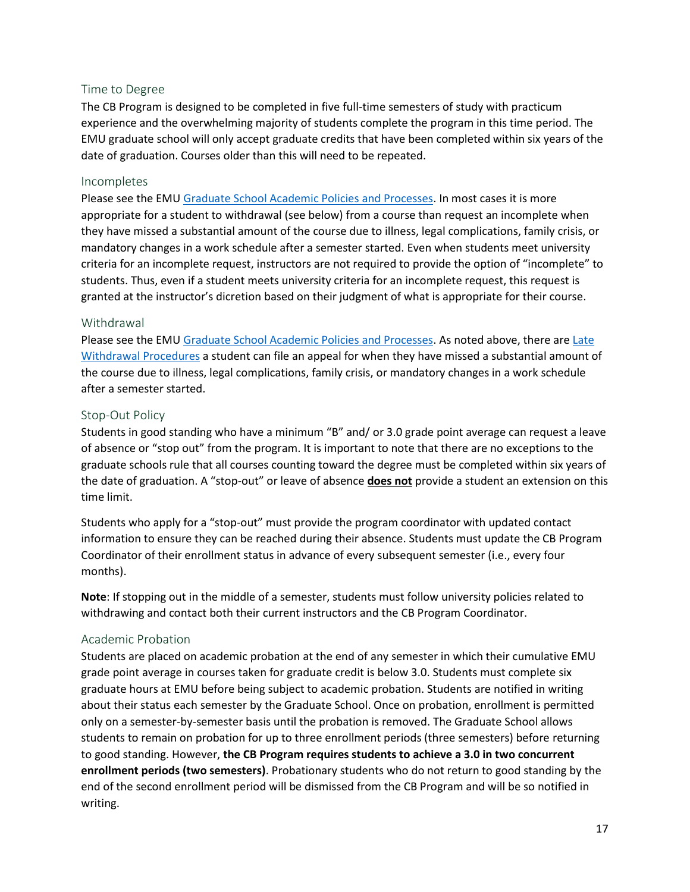## Time to Degree

The CB Program is designed to be completed in five full-time semesters of study with practicum experience and the overwhelming majority of students complete the program in this time period. The EMU graduate school will only accept graduate credits that have been completed within six years of the date of graduation. Courses older than this will need to be repeated.

## Incompletes

Please see the EMU [Graduate School Academic Policies and Processes](). In most cases it is more appropriate for a student to withdrawal (see below) from a course than request an incomplete when they have missed a substantial amount of the course due to illness, legal complications, family crisis, or mandatory changes in a work schedule after a semester started. Even when students meet university criteria for an incomplete request, instructors are not required to provide the option of "incomplete" to students. Thus, even if a student meets university criteria for an incomplete request, this request is granted at the instructor's dicretion based on their judgment of what is appropriate for their course.

## Withdrawal

Please see the EMU [Graduate School Academic Policies and Processes](). As noted above, there are [Late Withdrawal Procedures]() a student can file an appeal for when they have missed a substantial amount of the course due to illness, legal complications, family crisis, or mandatory changes in a work schedule after a semester started.

## Stop-Out Policy

Students in good standing who have a minimum "B" and/ or 3.0 grade point average can request a leave of absence or "stop out" from the program. It is important to note that there are no exceptions to the graduate schools rule that all courses counting toward the degree must be completed within six years of the date of graduation. A "stop-out" or leave of absence <u>**does not**</u> provide a student an extension on this time limit.

Students who apply for a "stop-out" must provide the program coordinator with updated contact information to ensure they can be reached during their absence. Students must update the CB Program Coordinator of their enrollment status in advance of every subsequent semester (i.e., every four months).

**Note**: If stopping out in the middle of a semester, students must follow university policies related to withdrawing and contact both their current instructors and the CB Program Coordinator.

## Academic Probation

Students are placed on academic probation at the end of any semester in which their cumulative EMU grade point average in courses taken for graduate credit is below 3.0. Students must complete six graduate hours at EMU before being subject to academic probation. Students are notified in writing about their status each semester by the Graduate School. Once on probation, enrollment is permitted only on a semester-by-semester basis until the probation is removed. The Graduate School allows students to remain on probation for up to three enrollment periods (three semesters) before returning to good standing. However, **the CB Program requires students to achieve a 3.0 in two concurrent enrollment periods (two semesters)**. Probationary students who do not return to good standing by the end of the second enrollment period will be dismissed from the CB Program and will be so notified in writing.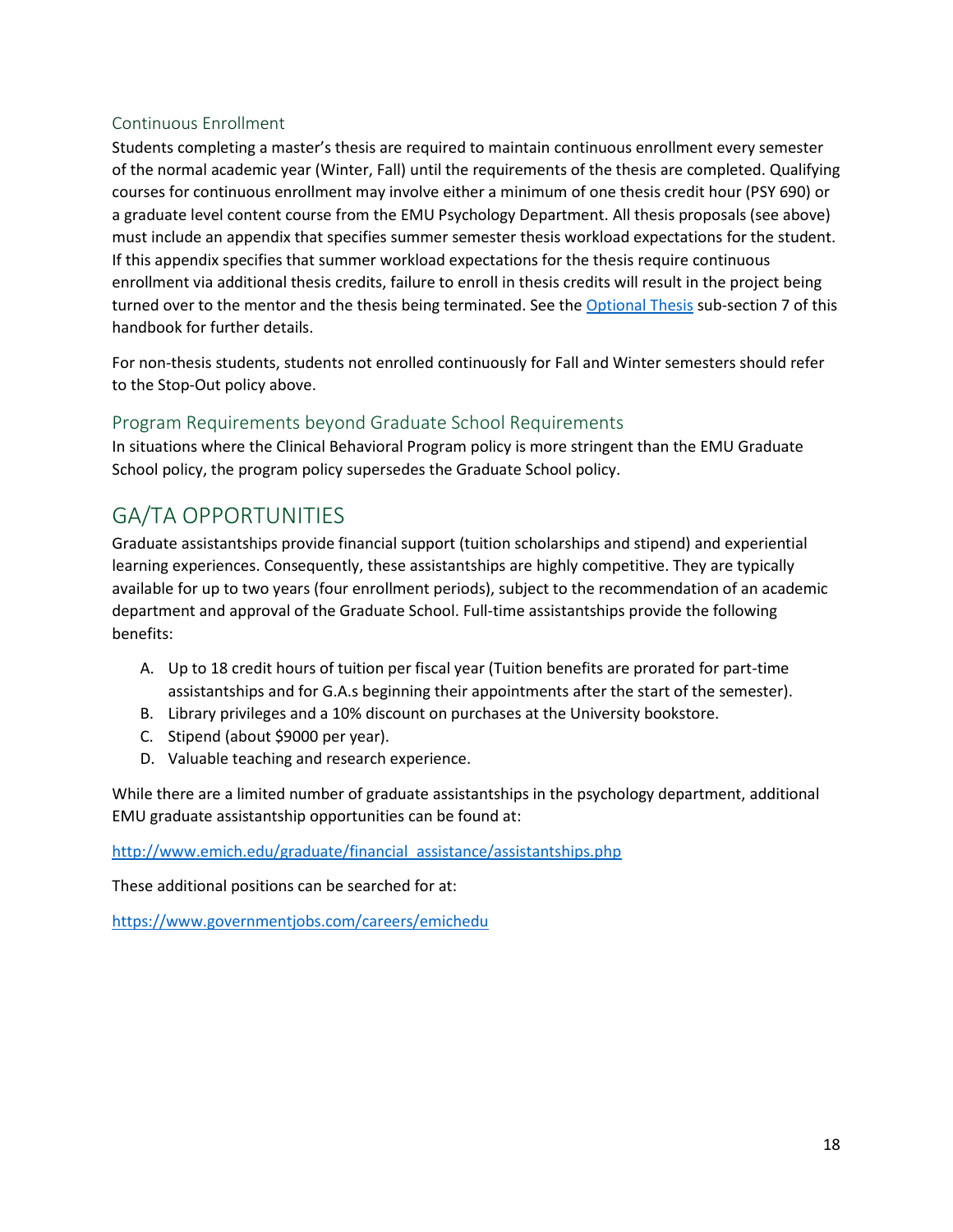### Continuous Enrollment

Students completing a master's thesis are required to maintain continuous enrollment every semester of the normal academic year (Winter, Fall) until the requirements of the thesis are completed. Qualifying courses for continuous enrollment may involve either a minimum of one thesis credit hour (PSY 690) or a graduate level content course from the EMU Psychology Department. All thesis proposals (see above) must include an appendix that specifies summer semester thesis workload expectations for the student. If this appendix specifies that summer workload expectations for the thesis require continuous enrollment via additional thesis credits, failure to enroll in thesis credits will result in the project being turned over to the mentor and the thesis being terminated. See the [Optional Thesis]() sub-section 7 of this handbook for further details.

For non-thesis students, students not enrolled continuously for Fall and Winter semesters should refer to the Stop-Out policy above.

### Program Requirements beyond Graduate School Requirements

In situations where the Clinical Behavioral Program policy is more stringent than the EMU Graduate School policy, the program policy supersedes the Graduate School policy.

## GA/TA OPPORTUNITIES

Graduate assistantships provide financial support (tuition scholarships and stipend) and experiential learning experiences. Consequently, these assistantships are highly competitive. They are typically available for up to two years (four enrollment periods), subject to the recommendation of an academic department and approval of the Graduate School. Full-time assistantships provide the following benefits:

A. Up to 18 credit hours of tuition per fiscal year (Tuition benefits are prorated for part-time assistantships and for G.A.s beginning their appointments after the start of the semester).
B. Library privileges and a 10% discount on purchases at the University bookstore.
C. Stipend (about $9000 per year).
D. Valuable teaching and research experience.

While there are a limited number of graduate assistantships in the psychology department, additional EMU graduate assistantship opportunities can be found at:

http://www.emich.edu/graduate/financial_assistance/assistantships.php

These additional positions can be searched for at:

https://www.governmentjobs.com/careers/emichedu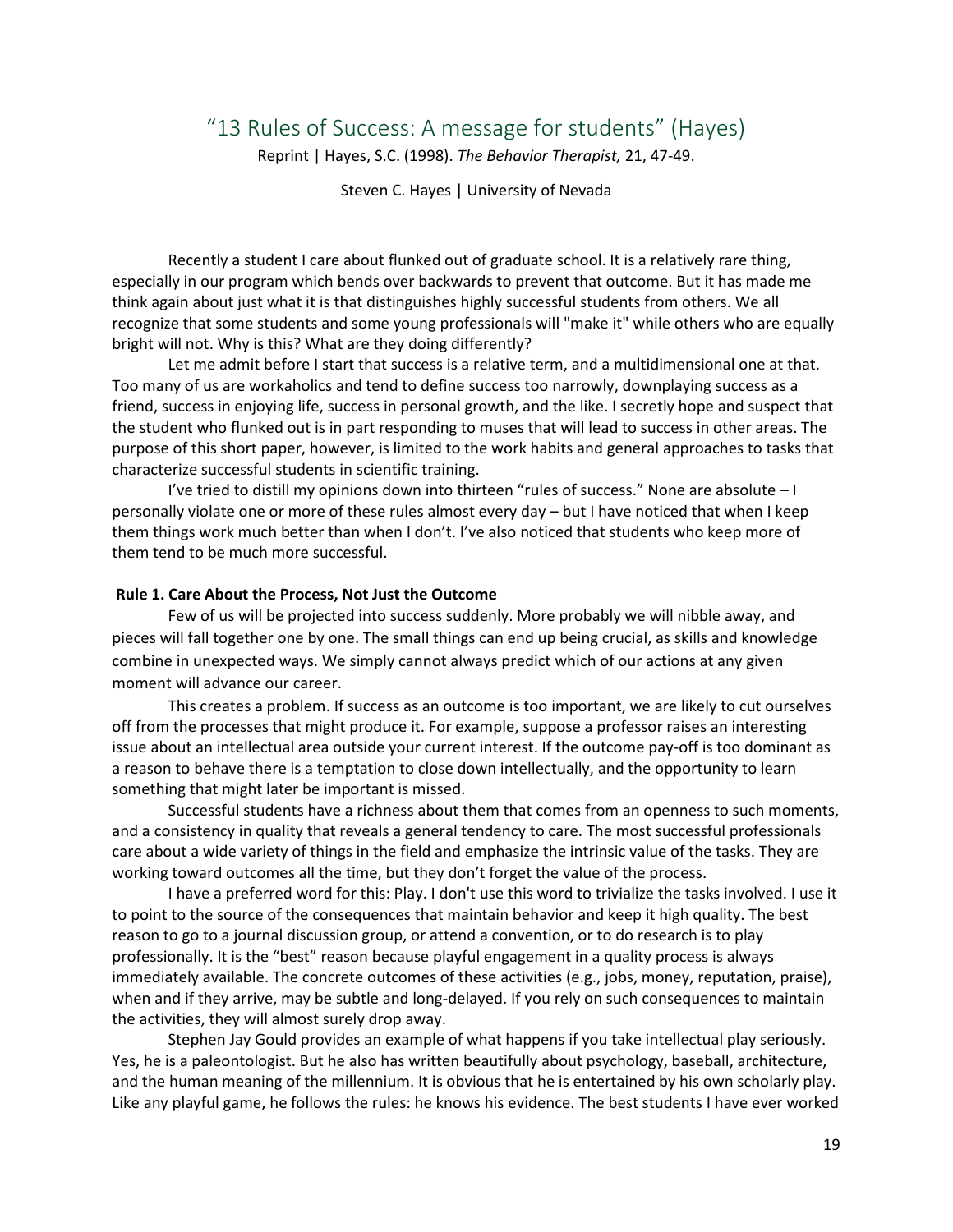## "13 Rules of Success: A message for students" (Hayes)

Reprint | Hayes, S.C. (1998). *The Behavior Therapist,* 21, 47-49.

Steven C. Hayes | University of Nevada

Recently a student I care about flunked out of graduate school. It is a relatively rare thing, especially in our program which bends over backwards to prevent that outcome. But it has made me think again about just what it is that distinguishes highly successful students from others. We all recognize that some students and some young professionals will "make it" while others who are equally bright will not. Why is this? What are they doing differently?

Let me admit before I start that success is a relative term, and a multidimensional one at that. Too many of us are workaholics and tend to define success too narrowly, downplaying success as a friend, success in enjoying life, success in personal growth, and the like. I secretly hope and suspect that the student who flunked out is in part responding to muses that will lead to success in other areas. The purpose of this short paper, however, is limited to the work habits and general approaches to tasks that characterize successful students in scientific training.

I've tried to distill my opinions down into thirteen "rules of success." None are absolute – I personally violate one or more of these rules almost every day – but I have noticed that when I keep them things work much better than when I don't. I've also noticed that students who keep more of them tend to be much more successful.

**Rule 1. Care About the Process, Not Just the Outcome**

Few of us will be projected into success suddenly. More probably we will nibble away, and pieces will fall together one by one. The small things can end up being crucial, as skills and knowledge combine in unexpected ways. We simply cannot always predict which of our actions at any given moment will advance our career.

This creates a problem. If success as an outcome is too important, we are likely to cut ourselves off from the processes that might produce it. For example, suppose a professor raises an interesting issue about an intellectual area outside your current interest. If the outcome pay-off is too dominant as a reason to behave there is a temptation to close down intellectually, and the opportunity to learn something that might later be important is missed.

Successful students have a richness about them that comes from an openness to such moments, and a consistency in quality that reveals a general tendency to care. The most successful professionals care about a wide variety of things in the field and emphasize the intrinsic value of the tasks. They are working toward outcomes all the time, but they don't forget the value of the process.

I have a preferred word for this: Play. I don't use this word to trivialize the tasks involved. I use it to point to the source of the consequences that maintain behavior and keep it high quality. The best reason to go to a journal discussion group, or attend a convention, or to do research is to play professionally. It is the "best" reason because playful engagement in a quality process is always immediately available. The concrete outcomes of these activities (e.g., jobs, money, reputation, praise), when and if they arrive, may be subtle and long-delayed. If you rely on such consequences to maintain the activities, they will almost surely drop away.

Stephen Jay Gould provides an example of what happens if you take intellectual play seriously. Yes, he is a paleontologist. But he also has written beautifully about psychology, baseball, architecture, and the human meaning of the millennium. It is obvious that he is entertained by his own scholarly play. Like any playful game, he follows the rules: he knows his evidence. The best students I have ever worked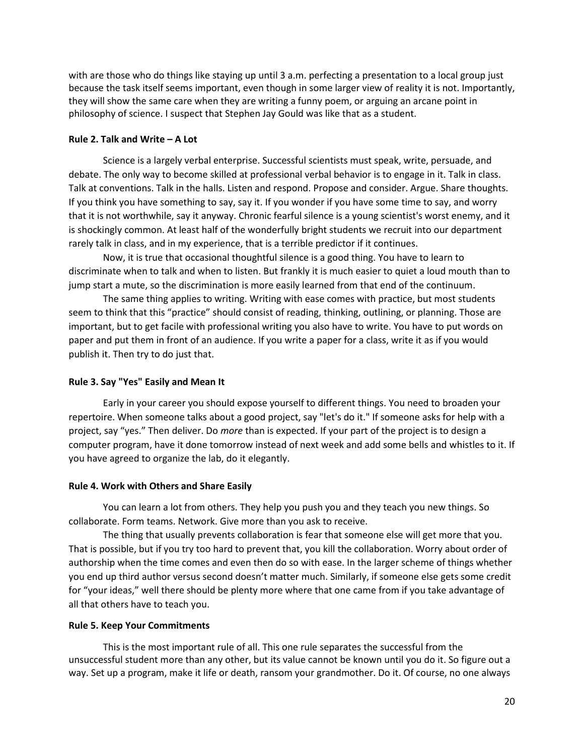with are those who do things like staying up until 3 a.m. perfecting a presentation to a local group just because the task itself seems important, even though in some larger view of reality it is not. Importantly, they will show the same care when they are writing a funny poem, or arguing an arcane point in philosophy of science. I suspect that Stephen Jay Gould was like that as a student.

**Rule 2. Talk and Write – A Lot**

Science is a largely verbal enterprise. Successful scientists must speak, write, persuade, and debate. The only way to become skilled at professional verbal behavior is to engage in it. Talk in class. Talk at conventions. Talk in the halls. Listen and respond. Propose and consider. Argue. Share thoughts. If you think you have something to say, say it. If you wonder if you have some time to say, and worry that it is not worthwhile, say it anyway. Chronic fearful silence is a young scientist's worst enemy, and it is shockingly common. At least half of the wonderfully bright students we recruit into our department rarely talk in class, and in my experience, that is a terrible predictor if it continues.

Now, it is true that occasional thoughtful silence is a good thing. You have to learn to discriminate when to talk and when to listen. But frankly it is much easier to quiet a loud mouth than to jump start a mute, so the discrimination is more easily learned from that end of the continuum.

The same thing applies to writing. Writing with ease comes with practice, but most students seem to think that this "practice" should consist of reading, thinking, outlining, or planning. Those are important, but to get facile with professional writing you also have to write. You have to put words on paper and put them in front of an audience. If you write a paper for a class, write it as if you would publish it. Then try to do just that.

**Rule 3. Say "Yes" Easily and Mean It**

Early in your career you should expose yourself to different things. You need to broaden your repertoire. When someone talks about a good project, say "let's do it." If someone asks for help with a project, say "yes." Then deliver. Do *more* than is expected. If your part of the project is to design a computer program, have it done tomorrow instead of next week and add some bells and whistles to it. If you have agreed to organize the lab, do it elegantly.

**Rule 4. Work with Others and Share Easily**

You can learn a lot from others. They help you push you and they teach you new things. So collaborate. Form teams. Network. Give more than you ask to receive.

The thing that usually prevents collaboration is fear that someone else will get more that you. That is possible, but if you try too hard to prevent that, you kill the collaboration. Worry about order of authorship when the time comes and even then do so with ease. In the larger scheme of things whether you end up third author versus second doesn't matter much. Similarly, if someone else gets some credit for "your ideas," well there should be plenty more where that one came from if you take advantage of all that others have to teach you.

**Rule 5. Keep Your Commitments**

This is the most important rule of all. This one rule separates the successful from the unsuccessful student more than any other, but its value cannot be known until you do it. So figure out a way. Set up a program, make it life or death, ransom your grandmother. Do it. Of course, no one always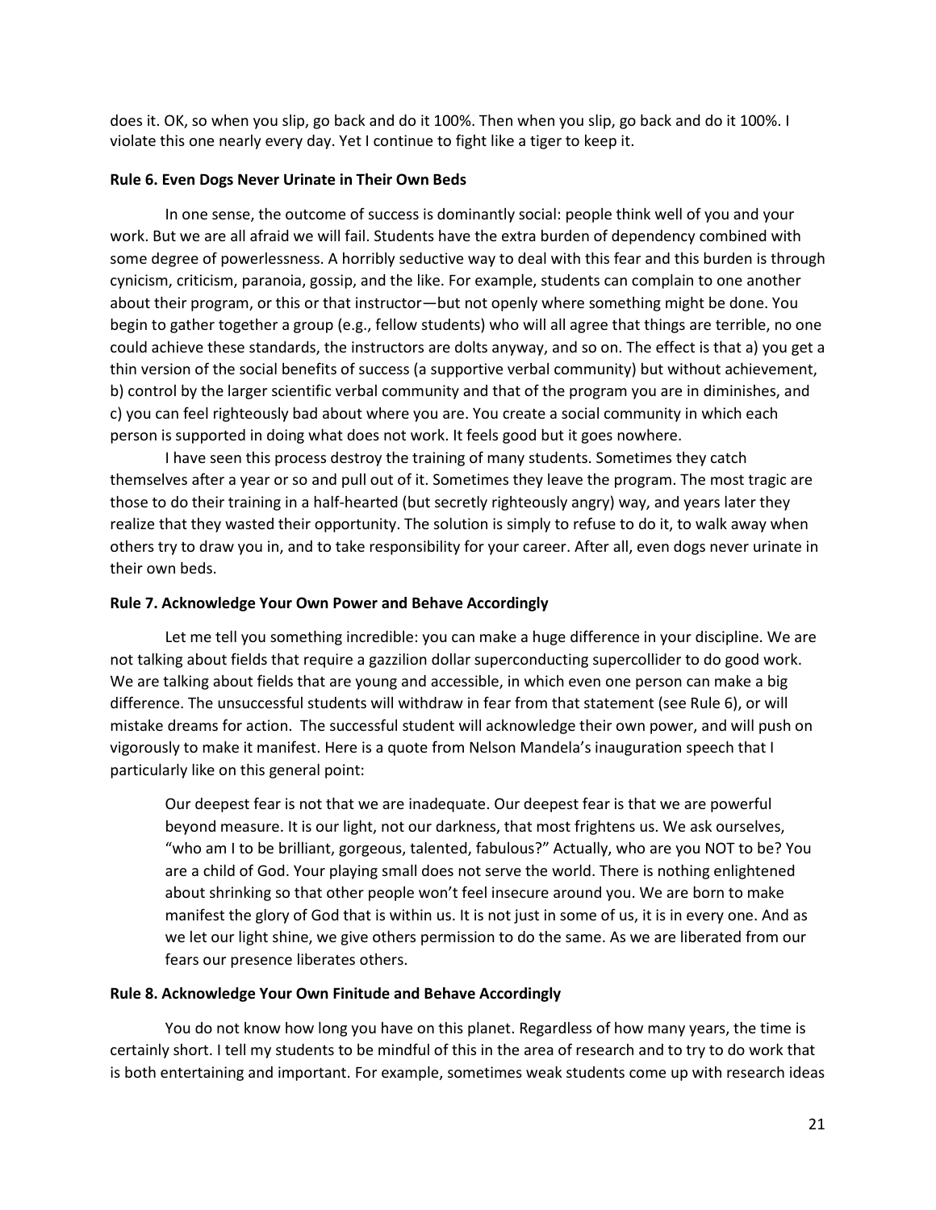does it. OK, so when you slip, go back and do it 100%. Then when you slip, go back and do it 100%. I violate this one nearly every day. Yet I continue to fight like a tiger to keep it.

**Rule 6. Even Dogs Never Urinate in Their Own Beds**

In one sense, the outcome of success is dominantly social: people think well of you and your work. But we are all afraid we will fail. Students have the extra burden of dependency combined with some degree of powerlessness. A horribly seductive way to deal with this fear and this burden is through cynicism, criticism, paranoia, gossip, and the like. For example, students can complain to one another about their program, or this or that instructor—but not openly where something might be done. You begin to gather together a group (e.g., fellow students) who will all agree that things are terrible, no one could achieve these standards, the instructors are dolts anyway, and so on. The effect is that a) you get a thin version of the social benefits of success (a supportive verbal community) but without achievement, b) control by the larger scientific verbal community and that of the program you are in diminishes, and c) you can feel righteously bad about where you are. You create a social community in which each person is supported in doing what does not work. It feels good but it goes nowhere.

I have seen this process destroy the training of many students. Sometimes they catch themselves after a year or so and pull out of it. Sometimes they leave the program. The most tragic are those to do their training in a half-hearted (but secretly righteously angry) way, and years later they realize that they wasted their opportunity. The solution is simply to refuse to do it, to walk away when others try to draw you in, and to take responsibility for your career. After all, even dogs never urinate in their own beds.

**Rule 7. Acknowledge Your Own Power and Behave Accordingly**

Let me tell you something incredible: you can make a huge difference in your discipline. We are not talking about fields that require a gazzilion dollar superconducting supercollider to do good work. We are talking about fields that are young and accessible, in which even one person can make a big difference. The unsuccessful students will withdraw in fear from that statement (see Rule 6), or will mistake dreams for action. The successful student will acknowledge their own power, and will push on vigorously to make it manifest. Here is a quote from Nelson Mandela's inauguration speech that I particularly like on this general point:

> Our deepest fear is not that we are inadequate. Our deepest fear is that we are powerful beyond measure. It is our light, not our darkness, that most frightens us. We ask ourselves, "who am I to be brilliant, gorgeous, talented, fabulous?" Actually, who are you NOT to be? You are a child of God. Your playing small does not serve the world. There is nothing enlightened about shrinking so that other people won't feel insecure around you. We are born to make manifest the glory of God that is within us. It is not just in some of us, it is in every one. And as we let our light shine, we give others permission to do the same. As we are liberated from our fears our presence liberates others.

**Rule 8. Acknowledge Your Own Finitude and Behave Accordingly**

You do not know how long you have on this planet. Regardless of how many years, the time is certainly short. I tell my students to be mindful of this in the area of research and to try to do work that is both entertaining and important. For example, sometimes weak students come up with research ideas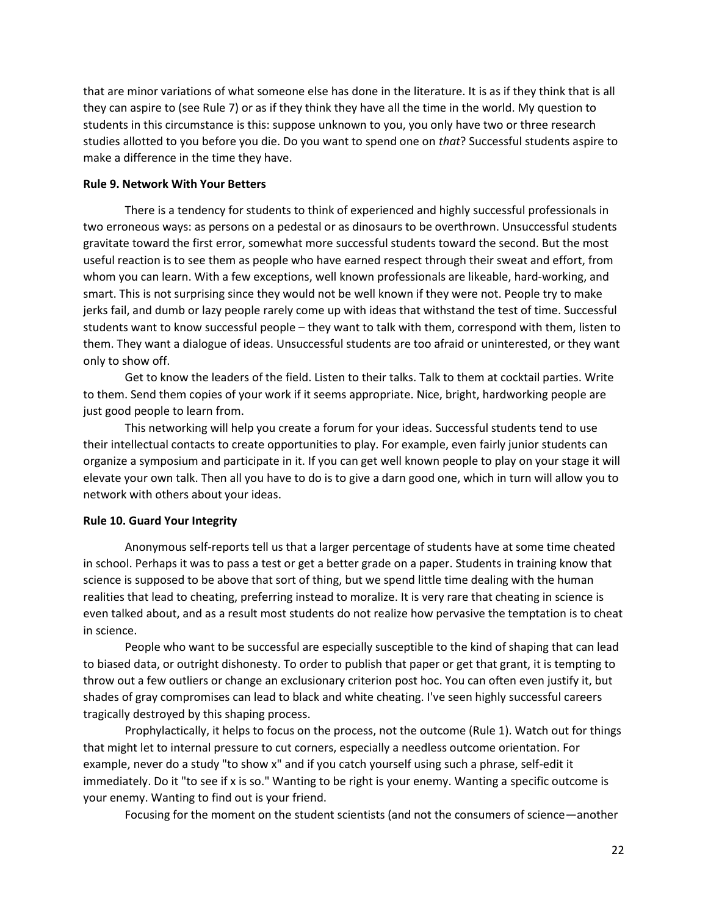that are minor variations of what someone else has done in the literature. It is as if they think that is all they can aspire to (see Rule 7) or as if they think they have all the time in the world. My question to students in this circumstance is this: suppose unknown to you, you only have two or three research studies allotted to you before you die. Do you want to spend one on *that*? Successful students aspire to make a difference in the time they have.

**Rule 9. Network With Your Betters**

There is a tendency for students to think of experienced and highly successful professionals in two erroneous ways: as persons on a pedestal or as dinosaurs to be overthrown. Unsuccessful students gravitate toward the first error, somewhat more successful students toward the second. But the most useful reaction is to see them as people who have earned respect through their sweat and effort, from whom you can learn. With a few exceptions, well known professionals are likeable, hard-working, and smart. This is not surprising since they would not be well known if they were not. People try to make jerks fail, and dumb or lazy people rarely come up with ideas that withstand the test of time. Successful students want to know successful people – they want to talk with them, correspond with them, listen to them. They want a dialogue of ideas. Unsuccessful students are too afraid or uninterested, or they want only to show off.

Get to know the leaders of the field. Listen to their talks. Talk to them at cocktail parties. Write to them. Send them copies of your work if it seems appropriate. Nice, bright, hardworking people are just good people to learn from.

This networking will help you create a forum for your ideas. Successful students tend to use their intellectual contacts to create opportunities to play. For example, even fairly junior students can organize a symposium and participate in it. If you can get well known people to play on your stage it will elevate your own talk. Then all you have to do is to give a darn good one, which in turn will allow you to network with others about your ideas.

**Rule 10. Guard Your Integrity**

Anonymous self-reports tell us that a larger percentage of students have at some time cheated in school. Perhaps it was to pass a test or get a better grade on a paper. Students in training know that science is supposed to be above that sort of thing, but we spend little time dealing with the human realities that lead to cheating, preferring instead to moralize. It is very rare that cheating in science is even talked about, and as a result most students do not realize how pervasive the temptation is to cheat in science.

People who want to be successful are especially susceptible to the kind of shaping that can lead to biased data, or outright dishonesty. To order to publish that paper or get that grant, it is tempting to throw out a few outliers or change an exclusionary criterion post hoc. You can often even justify it, but shades of gray compromises can lead to black and white cheating. I've seen highly successful careers tragically destroyed by this shaping process.

Prophylactically, it helps to focus on the process, not the outcome (Rule 1). Watch out for things that might let to internal pressure to cut corners, especially a needless outcome orientation. For example, never do a study "to show x" and if you catch yourself using such a phrase, self-edit it immediately. Do it "to see if x is so." Wanting to be right is your enemy. Wanting a specific outcome is your enemy. Wanting to find out is your friend.

Focusing for the moment on the student scientists (and not the consumers of science—another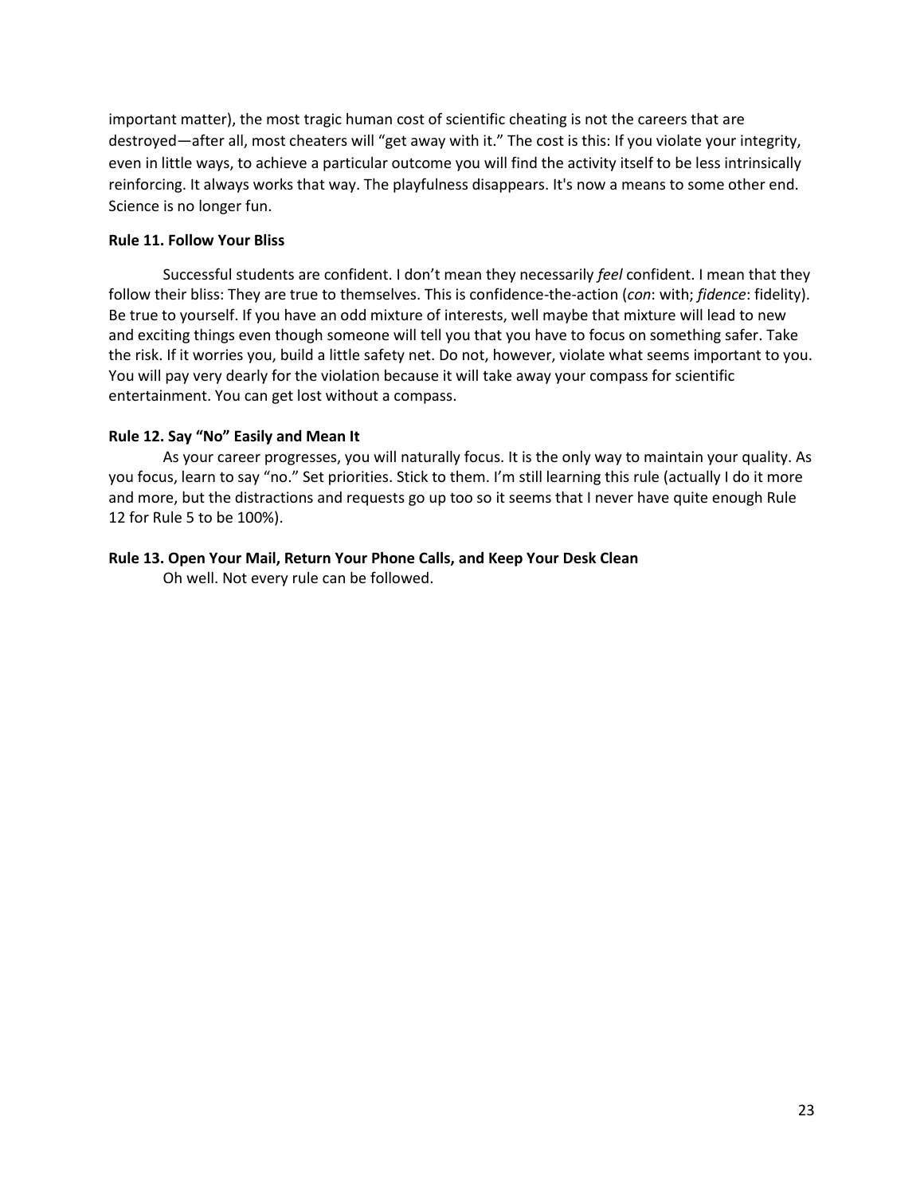important matter), the most tragic human cost of scientific cheating is not the careers that are destroyed—after all, most cheaters will "get away with it." The cost is this: If you violate your integrity, even in little ways, to achieve a particular outcome you will find the activity itself to be less intrinsically reinforcing. It always works that way. The playfulness disappears. It's now a means to some other end. Science is no longer fun.

**Rule 11. Follow Your Bliss**

Successful students are confident. I don't mean they necessarily *feel* confident. I mean that they follow their bliss: They are true to themselves. This is confidence-the-action (*con*: with; *fidence*: fidelity). Be true to yourself. If you have an odd mixture of interests, well maybe that mixture will lead to new and exciting things even though someone will tell you that you have to focus on something safer. Take the risk. If it worries you, build a little safety net. Do not, however, violate what seems important to you. You will pay very dearly for the violation because it will take away your compass for scientific entertainment. You can get lost without a compass.

**Rule 12. Say "No" Easily and Mean It**

As your career progresses, you will naturally focus. It is the only way to maintain your quality. As you focus, learn to say "no." Set priorities. Stick to them. I'm still learning this rule (actually I do it more and more, but the distractions and requests go up too so it seems that I never have quite enough Rule 12 for Rule 5 to be 100%).

**Rule 13. Open Your Mail, Return Your Phone Calls, and Keep Your Desk Clean**

Oh well. Not every rule can be followed.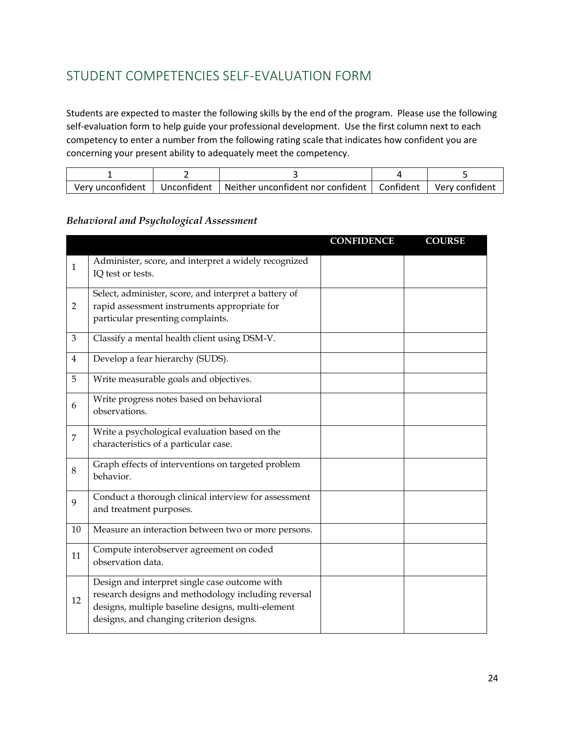## STUDENT COMPETENCIES SELF-EVALUATION FORM

Students are expected to master the following skills by the end of the program. Please use the following self-evaluation form to help guide your professional development. Use the first column next to each competency to enter a number from the following rating scale that indicates how confident you are concerning your present ability to adequately meet the competency.

| 1 | 2 | 3 | 4 | 5 |
|---|---|---|---|---|
| Very unconfident | Unconfident | Neither unconfident nor confident | Confident | Very confident |

### *Behavioral and Psychological Assessment*

| | | CONFIDENCE | COURSE |
|---|---|---|---|
| 1 | Administer, score, and interpret a widely recognized IQ test or tests. | | |
| 2 | Select, administer, score, and interpret a battery of rapid assessment instruments appropriate for particular presenting complaints. | | |
| 3 | Classify a mental health client using DSM-V. | | |
| 4 | Develop a fear hierarchy (SUDS). | | |
| 5 | Write measurable goals and objectives. | | |
| 6 | Write progress notes based on behavioral observations. | | |
| 7 | Write a psychological evaluation based on the characteristics of a particular case. | | |
| 8 | Graph effects of interventions on targeted problem behavior. | | |
| 9 | Conduct a thorough clinical interview for assessment and treatment purposes. | | |
| 10 | Measure an interaction between two or more persons. | | |
| 11 | Compute interobserver agreement on coded observation data. | | |
| 12 | Design and interpret single case outcome with research designs and methodology including reversal designs, multiple baseline designs, multi-element designs, and changing criterion designs. | | |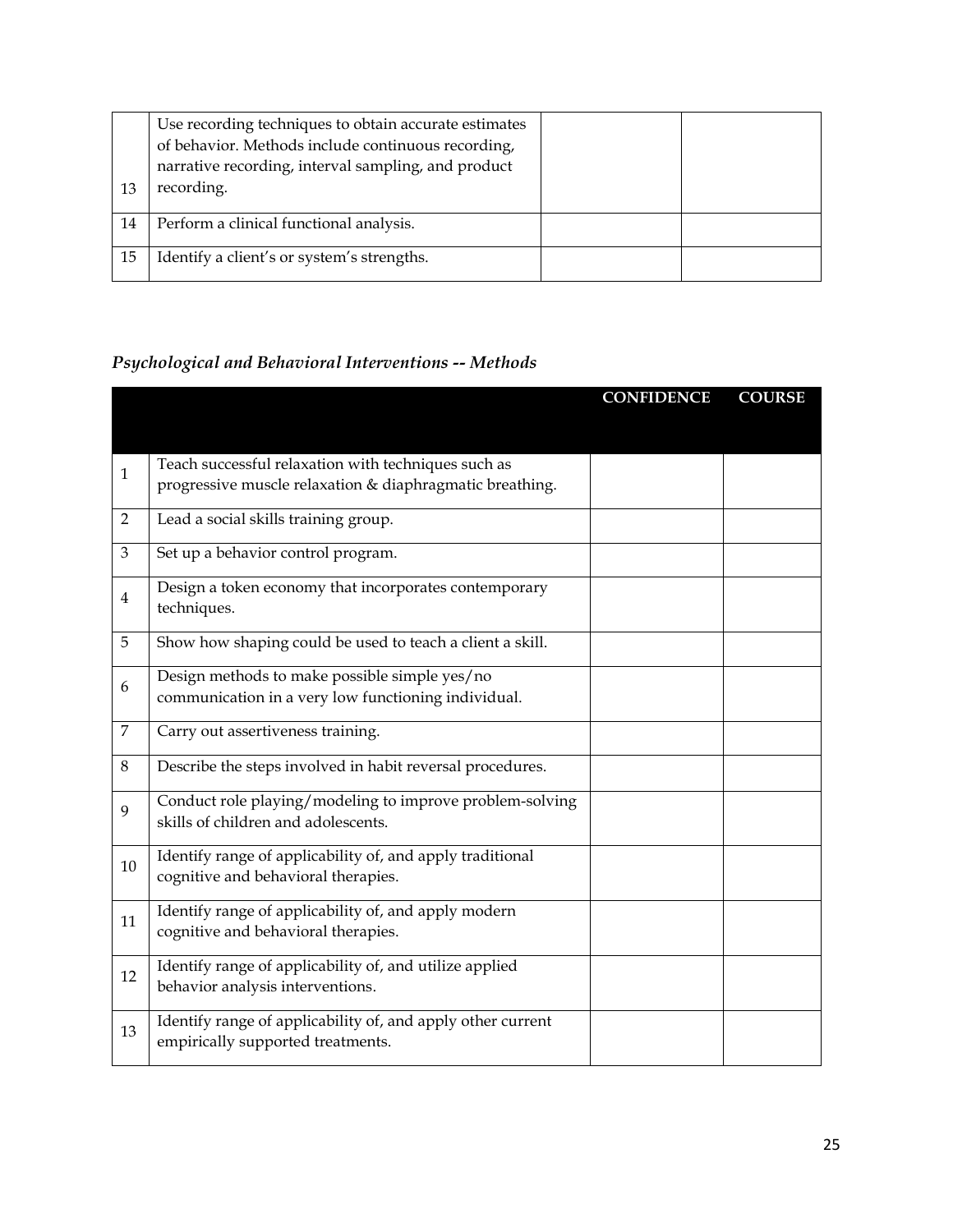| | | | |
|---|---|---|---|
| 13 | Use recording techniques to obtain accurate estimates of behavior. Methods include continuous recording, narrative recording, interval sampling, and product recording. | | |
| 14 | Perform a clinical functional analysis. | | |
| 15 | Identify a client's or system's strengths. | | |

### *Psychological and Behavioral Interventions -- Methods*

| | | CONFIDENCE | COURSE |
|---|---|---|---|
| 1 | Teach successful relaxation with techniques such as progressive muscle relaxation & diaphragmatic breathing. | | |
| 2 | Lead a social skills training group. | | |
| 3 | Set up a behavior control program. | | |
| 4 | Design a token economy that incorporates contemporary techniques. | | |
| 5 | Show how shaping could be used to teach a client a skill. | | |
| 6 | Design methods to make possible simple yes/no communication in a very low functioning individual. | | |
| 7 | Carry out assertiveness training. | | |
| 8 | Describe the steps involved in habit reversal procedures. | | |
| 9 | Conduct role playing/modeling to improve problem-solving skills of children and adolescents. | | |
| 10 | Identify range of applicability of, and apply traditional cognitive and behavioral therapies. | | |
| 11 | Identify range of applicability of, and apply modern cognitive and behavioral therapies. | | |
| 12 | Identify range of applicability of, and utilize applied behavior analysis interventions. | | |
| 13 | Identify range of applicability of, and apply other current empirically supported treatments. | | |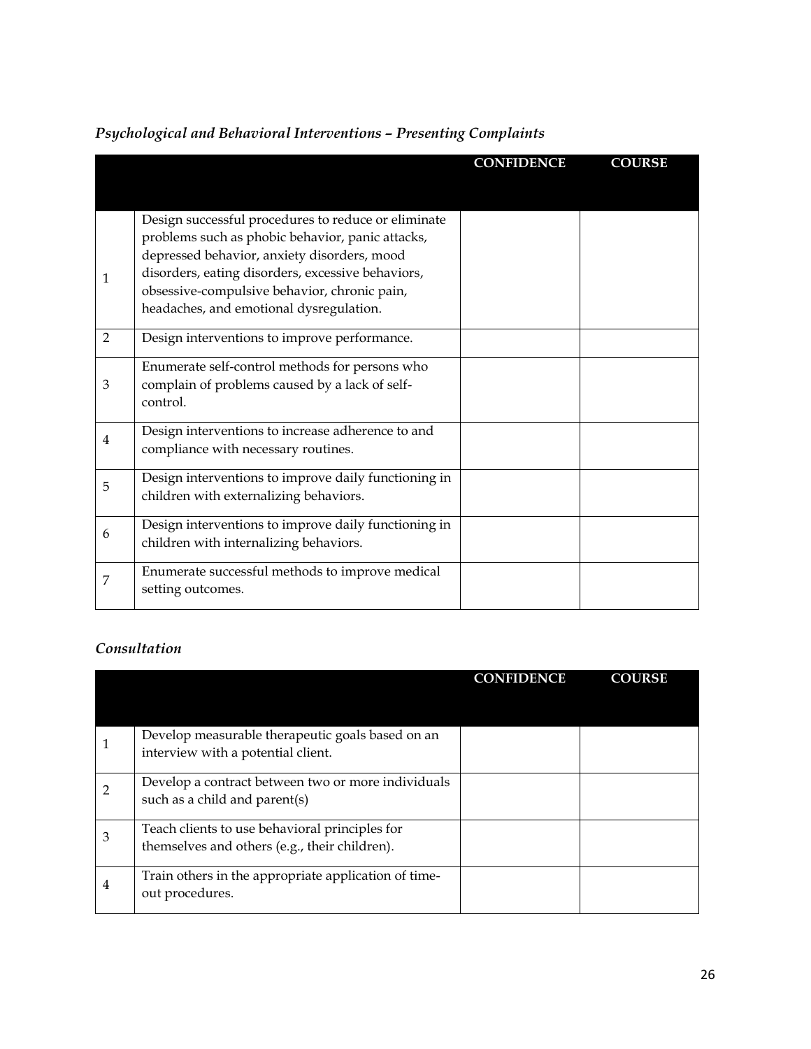*Psychological and Behavioral Interventions – Presenting Complaints*

| | | CONFIDENCE | COURSE |
|---|---|---|---|
| 1 | Design successful procedures to reduce or eliminate problems such as phobic behavior, panic attacks, depressed behavior, anxiety disorders, mood disorders, eating disorders, excessive behaviors, obsessive-compulsive behavior, chronic pain, headaches, and emotional dysregulation. | | |
| 2 | Design interventions to improve performance. | | |
| 3 | Enumerate self-control methods for persons who complain of problems caused by a lack of self-control. | | |
| 4 | Design interventions to increase adherence to and compliance with necessary routines. | | |
| 5 | Design interventions to improve daily functioning in children with externalizing behaviors. | | |
| 6 | Design interventions to improve daily functioning in children with internalizing behaviors. | | |
| 7 | Enumerate successful methods to improve medical setting outcomes. | | |

*Consultation*

| | | CONFIDENCE | COURSE |
|---|---|---|---|
| 1 | Develop measurable therapeutic goals based on an interview with a potential client. | | |
| 2 | Develop a contract between two or more individuals such as a child and parent(s) | | |
| 3 | Teach clients to use behavioral principles for themselves and others (e.g., their children). | | |
| 4 | Train others in the appropriate application of time-out procedures. | | |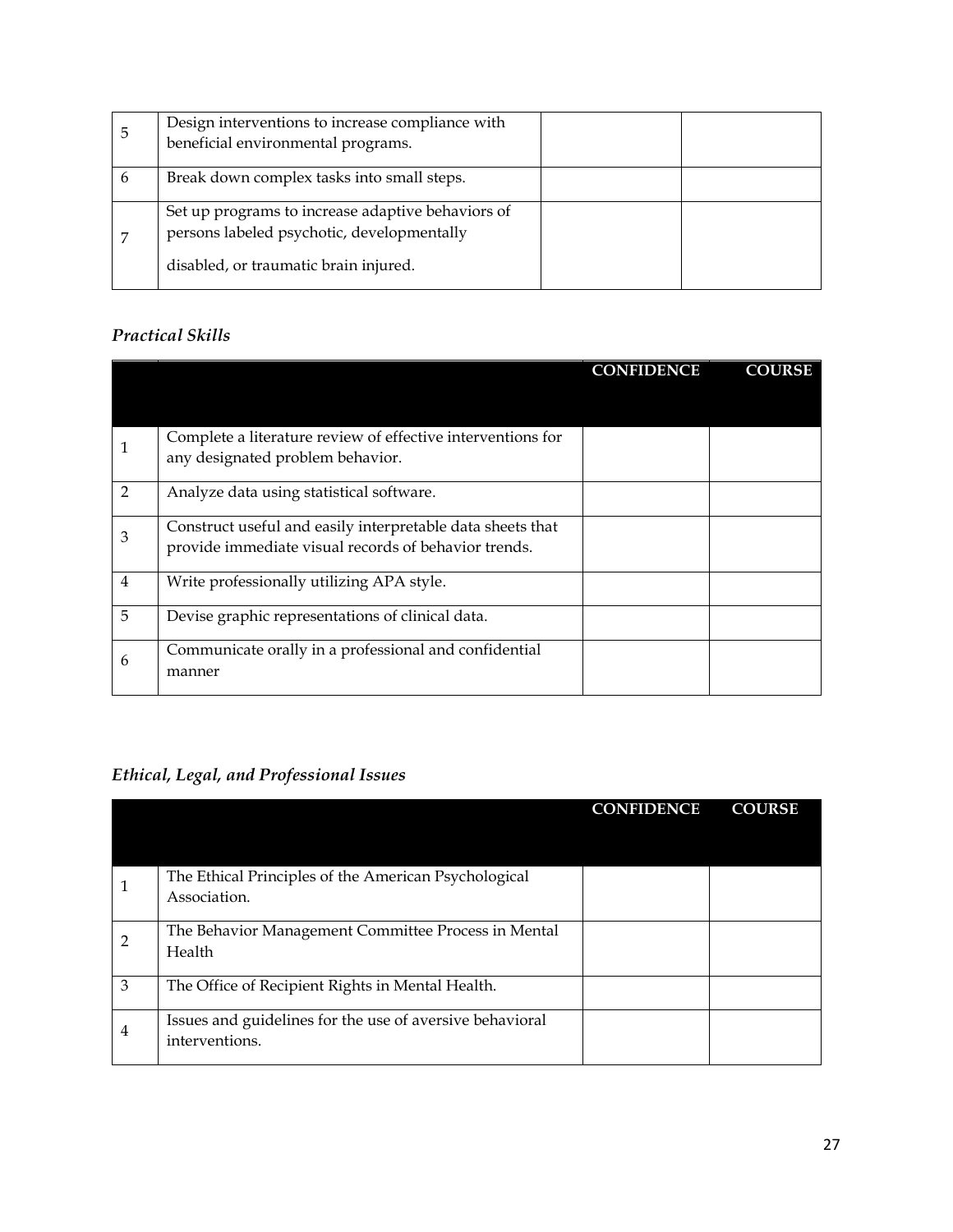| | | | |
|---|---|---|---|
| 5 | Design interventions to increase compliance with beneficial environmental programs. | | |
| 6 | Break down complex tasks into small steps. | | |
| 7 | Set up programs to increase adaptive behaviors of persons labeled psychotic, developmentally disabled, or traumatic brain injured. | | |

### *Practical Skills*

| | | CONFIDENCE | COURSE |
|---|---|---|---|
| 1 | Complete a literature review of effective interventions for any designated problem behavior. | | |
| 2 | Analyze data using statistical software. | | |
| 3 | Construct useful and easily interpretable data sheets that provide immediate visual records of behavior trends. | | |
| 4 | Write professionally utilizing APA style. | | |
| 5 | Devise graphic representations of clinical data. | | |
| 6 | Communicate orally in a professional and confidential manner | | |

### *Ethical, Legal, and Professional Issues*

| | | CONFIDENCE | COURSE |
|---|---|---|---|
| 1 | The Ethical Principles of the American Psychological Association. | | |
| 2 | The Behavior Management Committee Process in Mental Health | | |
| 3 | The Office of Recipient Rights in Mental Health. | | |
| 4 | Issues and guidelines for the use of aversive behavioral interventions. | | |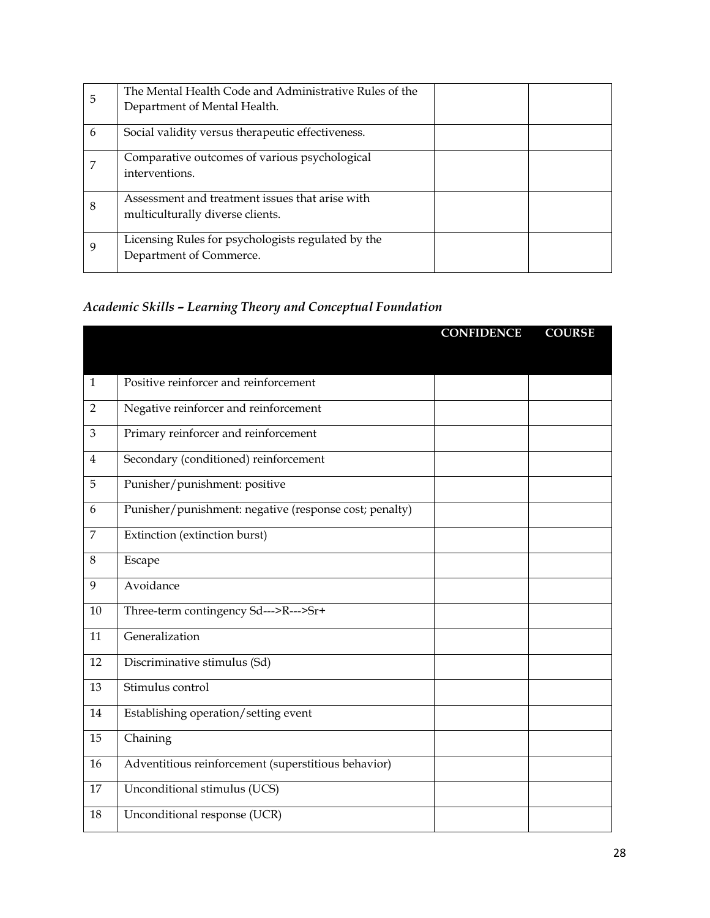| | | | |
|---|---|---|---|
| 5 | The Mental Health Code and Administrative Rules of the Department of Mental Health. | | |
| 6 | Social validity versus therapeutic effectiveness. | | |
| 7 | Comparative outcomes of various psychological interventions. | | |
| 8 | Assessment and treatment issues that arise with multiculturally diverse clients. | | |
| 9 | Licensing Rules for psychologists regulated by the Department of Commerce. | | |

### *Academic Skills – Learning Theory and Conceptual Foundation*

| | | CONFIDENCE | COURSE |
|---|---|---|---|
| 1 | Positive reinforcer and reinforcement | | |
| 2 | Negative reinforcer and reinforcement | | |
| 3 | Primary reinforcer and reinforcement | | |
| 4 | Secondary (conditioned) reinforcement | | |
| 5 | Punisher/punishment: positive | | |
| 6 | Punisher/punishment: negative (response cost; penalty) | | |
| 7 | Extinction (extinction burst) | | |
| 8 | Escape | | |
| 9 | Avoidance | | |
| 10 | Three-term contingency Sd--->R--->Sr+ | | |
| 11 | Generalization | | |
| 12 | Discriminative stimulus (Sd) | | |
| 13 | Stimulus control | | |
| 14 | Establishing operation/setting event | | |
| 15 | Chaining | | |
| 16 | Adventitious reinforcement (superstitious behavior) | | |
| 17 | Unconditional stimulus (UCS) | | |
| 18 | Unconditional response (UCR) | | |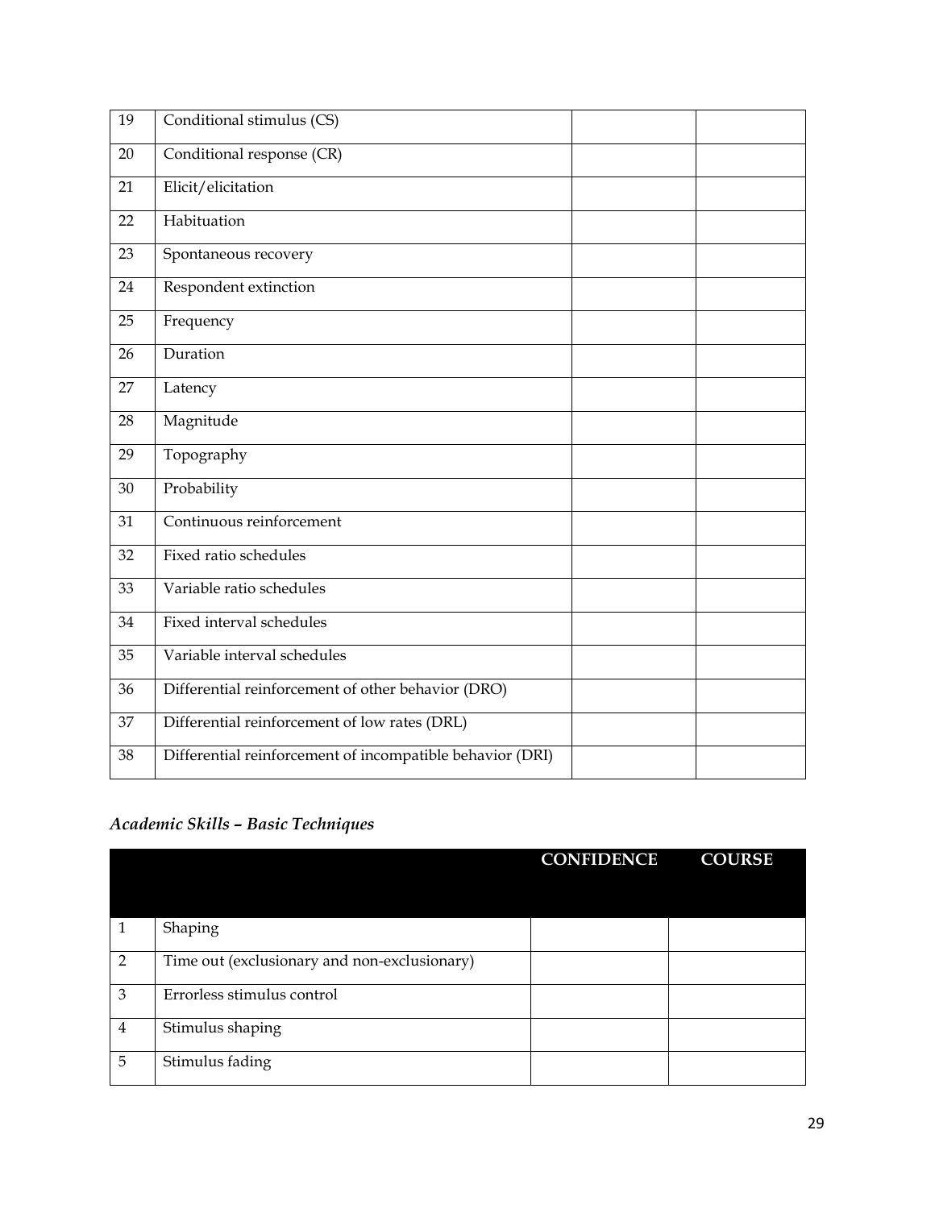| | | | |
|---|---|---|---|
| 19 | Conditional stimulus (CS) | | |
| 20 | Conditional response (CR) | | |
| 21 | Elicit/elicitation | | |
| 22 | Habituation | | |
| 23 | Spontaneous recovery | | |
| 24 | Respondent extinction | | |
| 25 | Frequency | | |
| 26 | Duration | | |
| 27 | Latency | | |
| 28 | Magnitude | | |
| 29 | Topography | | |
| 30 | Probability | | |
| 31 | Continuous reinforcement | | |
| 32 | Fixed ratio schedules | | |
| 33 | Variable ratio schedules | | |
| 34 | Fixed interval schedules | | |
| 35 | Variable interval schedules | | |
| 36 | Differential reinforcement of other behavior (DRO) | | |
| 37 | Differential reinforcement of low rates (DRL) | | |
| 38 | Differential reinforcement of incompatible behavior (DRI) | | |

### *Academic Skills – Basic Techniques*

| | | CONFIDENCE | COURSE |
|---|---|---|---|
| 1 | Shaping | | |
| 2 | Time out (exclusionary and non-exclusionary) | | |
| 3 | Errorless stimulus control | | |
| 4 | Stimulus shaping | | |
| 5 | Stimulus fading | | |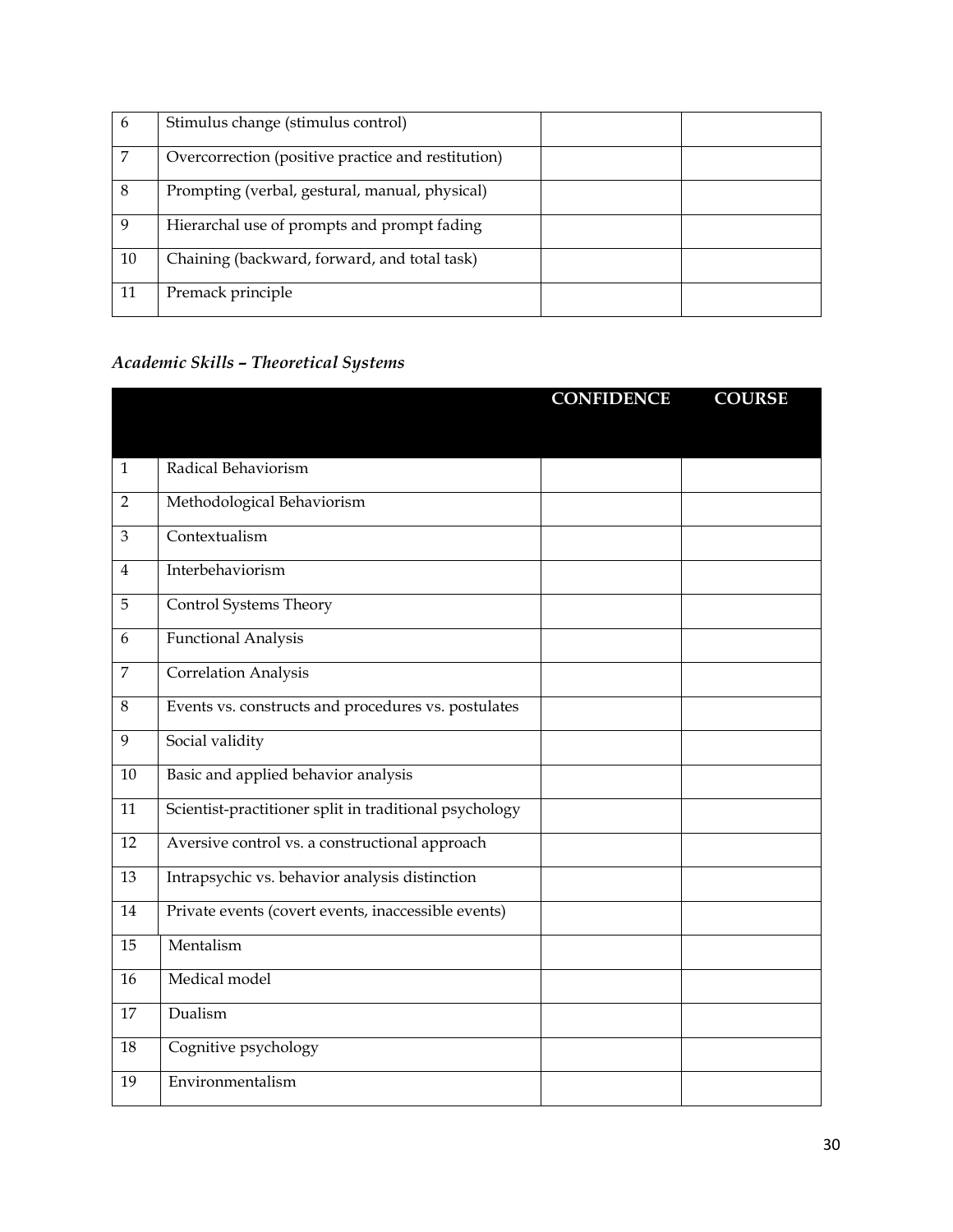| | | | |
|---|---|---|---|
| 6 | Stimulus change (stimulus control) | | |
| 7 | Overcorrection (positive practice and restitution) | | |
| 8 | Prompting (verbal, gestural, manual, physical) | | |
| 9 | Hierarchal use of prompts and prompt fading | | |
| 10 | Chaining (backward, forward, and total task) | | |
| 11 | Premack principle | | |

*Academic Skills – Theoretical Systems*

| | | CONFIDENCE | COURSE |
|---|---|---|---|
| 1 | Radical Behaviorism | | |
| 2 | Methodological Behaviorism | | |
| 3 | Contextualism | | |
| 4 | Interbehaviorism | | |
| 5 | Control Systems Theory | | |
| 6 | Functional Analysis | | |
| 7 | Correlation Analysis | | |
| 8 | Events vs. constructs and procedures vs. postulates | | |
| 9 | Social validity | | |
| 10 | Basic and applied behavior analysis | | |
| 11 | Scientist-practitioner split in traditional psychology | | |
| 12 | Aversive control vs. a constructional approach | | |
| 13 | Intrapsychic vs. behavior analysis distinction | | |
| 14 | Private events (covert events, inaccessible events) | | |
| 15 | Mentalism | | |
| 16 | Medical model | | |
| 17 | Dualism | | |
| 18 | Cognitive psychology | | |
| 19 | Environmentalism | | |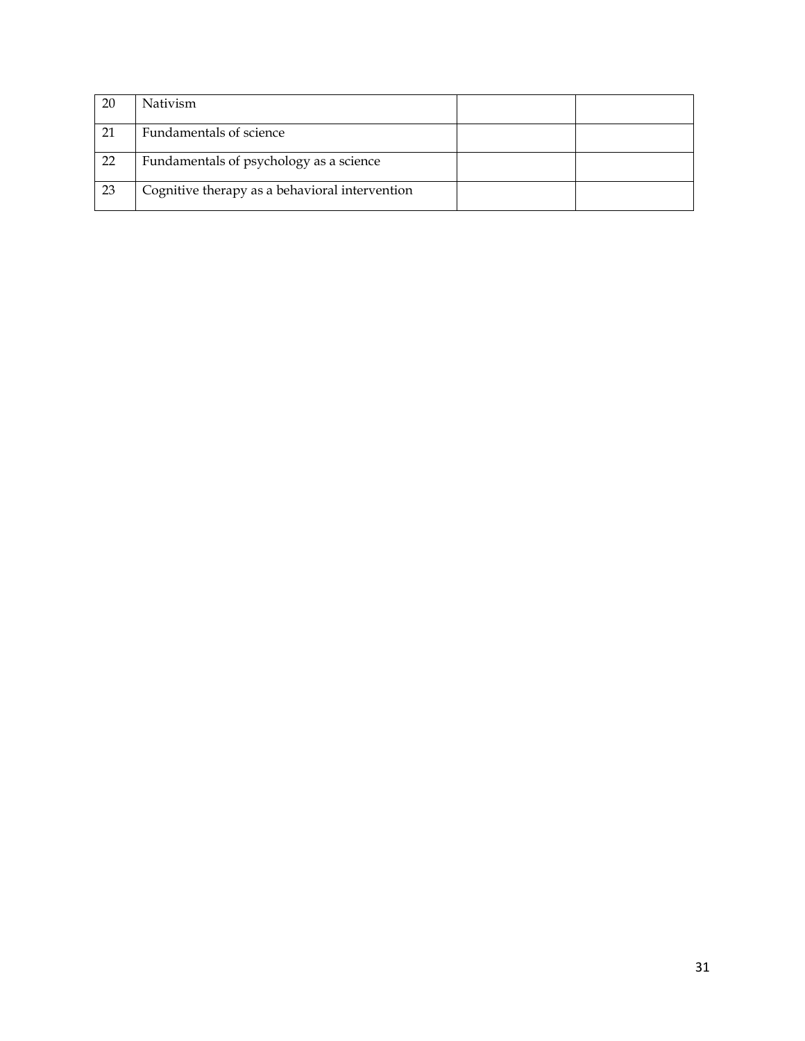| | | | |
|---|---|---|---|
| 20 | Nativism | | |
| 21 | Fundamentals of science | | |
| 22 | Fundamentals of psychology as a science | | |
| 23 | Cognitive therapy as a behavioral intervention | | |